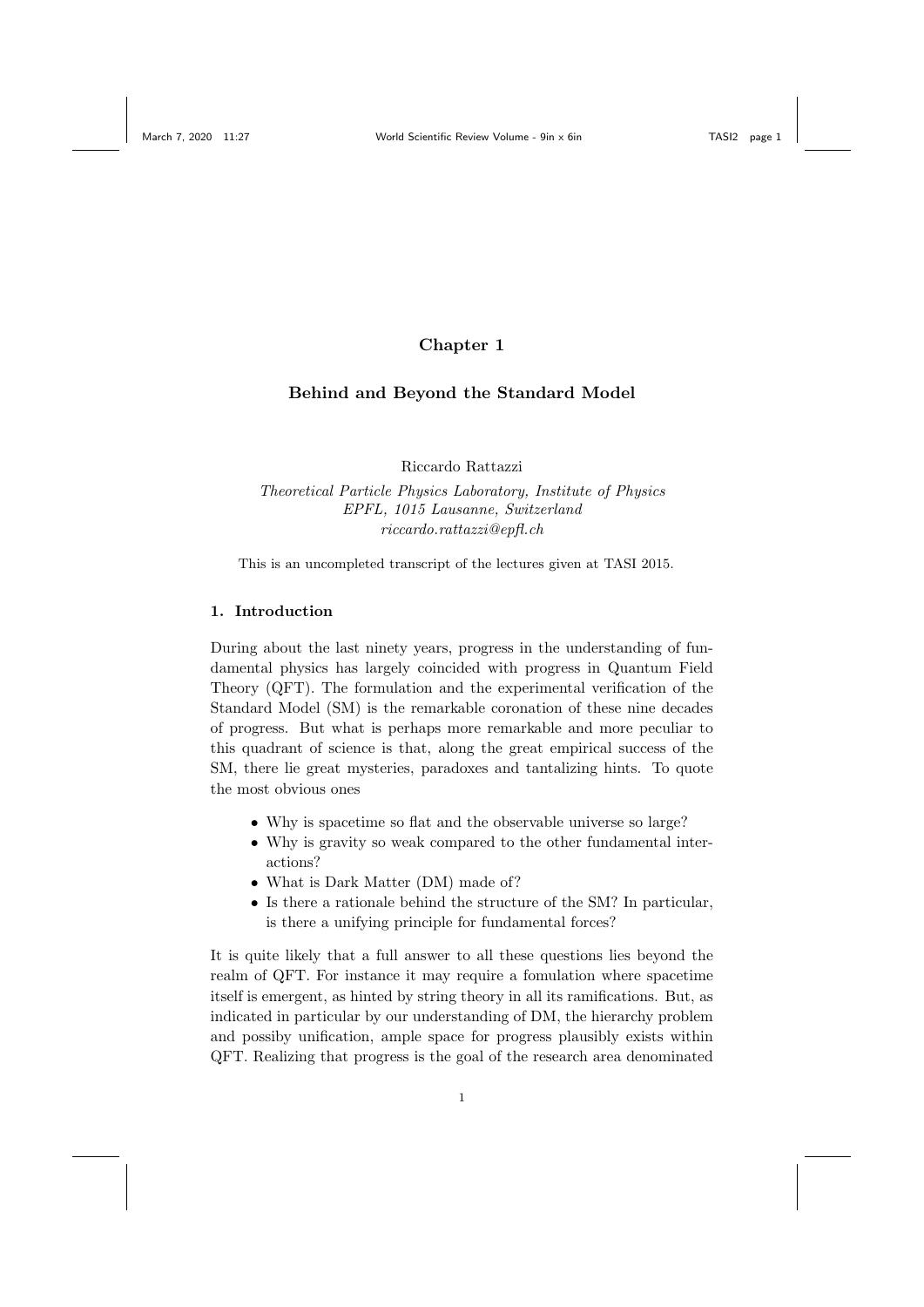# Chapter 1

## Behind and Beyond the Standard Model

Riccardo Rattazzi

*Theoretical Particle Physics Laboratory, Institute of Physics*
*EPFL, 1015 Lausanne, Switzerland*
*riccardo.rattazzi@epfl.ch*

This is an uncompleted transcript of the lectures given at TASI 2015.

### 1. Introduction

During about the last ninety years, progress in the understanding of fundamental physics has largely coincided with progress in Quantum Field Theory (QFT). The formulation and the experimental verification of the Standard Model (SM) is the remarkable coronation of these nine decades of progress. But what is perhaps more remarkable and more peculiar to this quadrant of science is that, along the great empirical success of the SM, there lie great mysteries, paradoxes and tantalizing hints. To quote the most obvious ones

- Why is spacetime so flat and the observable universe so large?
- Why is gravity so weak compared to the other fundamental interactions?
- What is Dark Matter (DM) made of?
- Is there a rationale behind the structure of the SM? In particular, is there a unifying principle for fundamental forces?

It is quite likely that a full answer to all these questions lies beyond the realm of QFT. For instance it may require a fomulation where spacetime itself is emergent, as hinted by string theory in all its ramifications. But, as indicated in particular by our understanding of DM, the hierarchy problem and possiby unification, ample space for progress plausibly exists within QFT. Realizing that progress is the goal of the research area denominated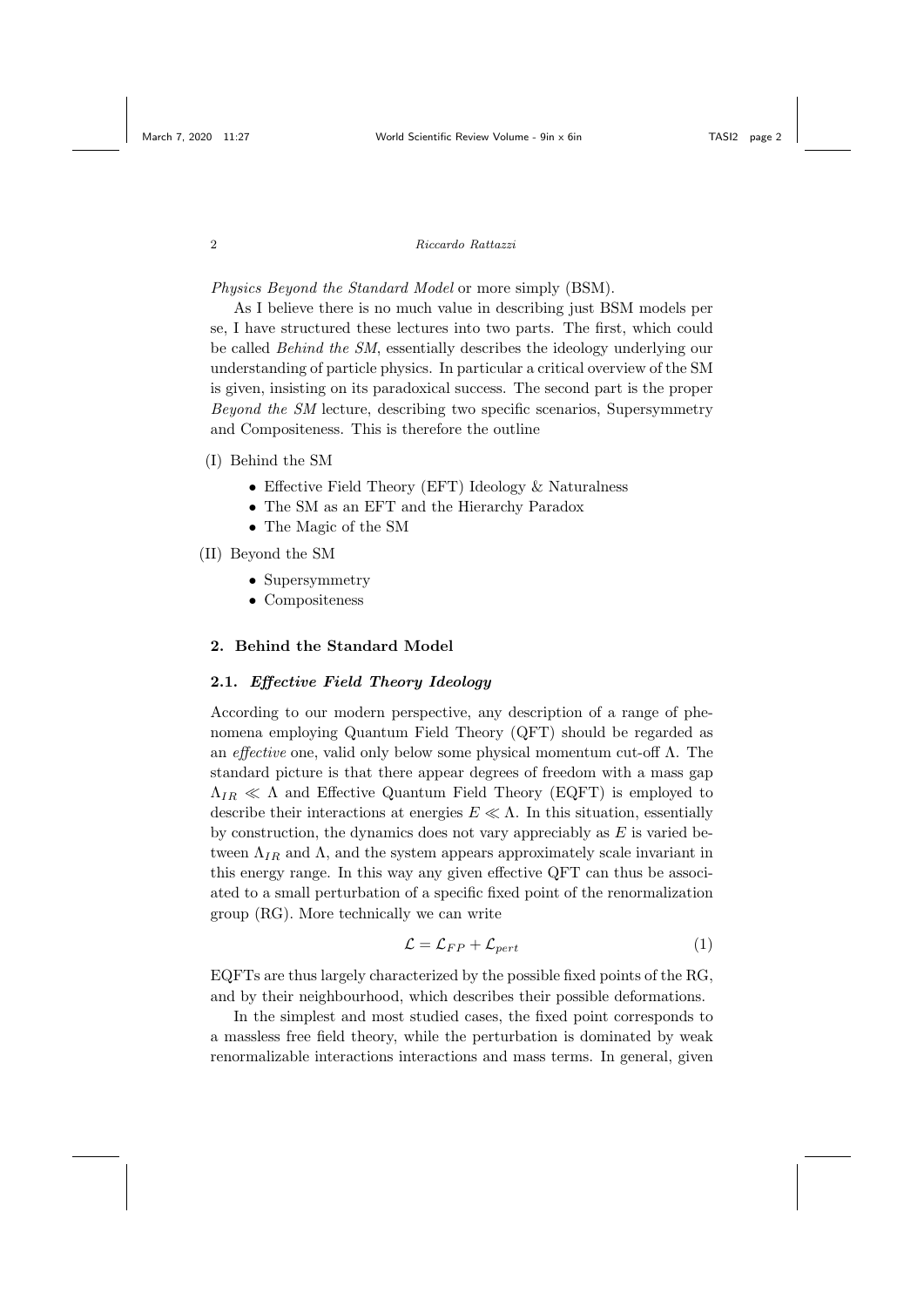*Physics Beyond the Standard Model* or more simply (BSM).

As I believe there is no much value in describing just BSM models per se, I have structured these lectures into two parts. The first, which could be called *Behind the SM*, essentially describes the ideology underlying our understanding of particle physics. In particular a critical overview of the SM is given, insisting on its paradoxical success. The second part is the proper *Beyond the SM* lecture, describing two specific scenarios, Supersymmetry and Compositeness. This is therefore the outline

(I) Behind the SM

- Effective Field Theory (EFT) Ideology & Naturalness
- The SM as an EFT and the Hierarchy Paradox
- The Magic of the SM

(II) Beyond the SM

- Supersymmetry
- Compositeness

## 2. Behind the Standard Model

### 2.1. *Effective Field Theory Ideology*

According to our modern perspective, any description of a range of phenomena employing Quantum Field Theory (QFT) should be regarded as an *effective* one, valid only below some physical momentum cut-off $\Lambda$. The standard picture is that there appear degrees of freedom with a mass gap $\Lambda_{IR} \ll \Lambda$ and Effective Quantum Field Theory (EQFT) is employed to describe their interactions at energies $E \ll \Lambda$. In this situation, essentially by construction, the dynamics does not vary appreciably as $E$ is varied between $\Lambda_{IR}$ and $\Lambda$, and the system appears approximately scale invariant in this energy range. In this way any given effective QFT can thus be associated to a small perturbation of a specific fixed point of the renormalization group (RG). More technically we can write

$$\mathcal{L} = \mathcal{L}_{FP} + \mathcal{L}_{pert} \tag{1}$$

EQFTs are thus largely characterized by the possible fixed points of the RG, and by their neighbourhood, which describes their possible deformations.

In the simplest and most studied cases, the fixed point corresponds to a massless free field theory, while the perturbation is dominated by weak renormalizable interactions interactions and mass terms. In general, given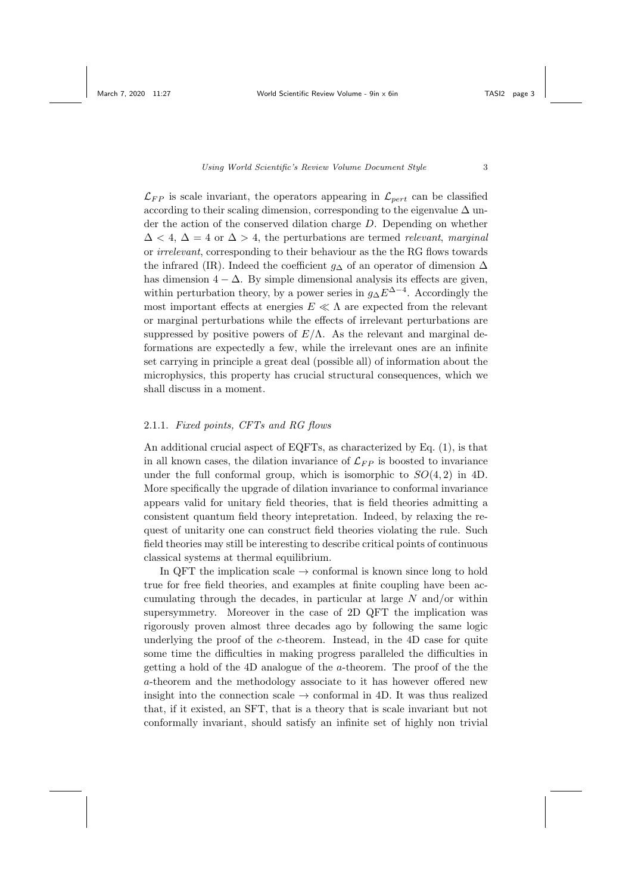$\mathcal{L}_{FP}$ is scale invariant, the operators appearing in $\mathcal{L}_{pert}$ can be classified according to their scaling dimension, corresponding to the eigenvalue $\Delta$ under the action of the conserved dilation charge $D$. Depending on whether $\Delta < 4$, $\Delta = 4$ or $\Delta > 4$, the perturbations are termed *relevant*, *marginal* or *irrelevant*, corresponding to their behaviour as the the RG flows towards the infrared (IR). Indeed the coefficient $g_\Delta$ of an operator of dimension $\Delta$ has dimension $4 - \Delta$. By simple dimensional analysis its effects are given, within perturbation theory, by a power series in $g_\Delta E^{\Delta-4}$. Accordingly the most important effects at energies $E \ll \Lambda$ are expected from the relevant or marginal perturbations while the effects of irrelevant perturbations are suppressed by positive powers of $E/\Lambda$. As the relevant and marginal deformations are expectedly a few, while the irrelevant ones are an infinite set carrying in principle a great deal (possible all) of information about the microphysics, this property has crucial structural consequences, which we shall discuss in a moment.

### 2.1.1. *Fixed points, CFTs and RG flows*

An additional crucial aspect of EQFTs, as characterized by Eq. (1), is that in all known cases, the dilation invariance of $\mathcal{L}_{FP}$ is boosted to invariance under the full conformal group, which is isomorphic to $SO(4,2)$ in 4D. More specifically the upgrade of dilation invariance to conformal invariance appears valid for unitary field theories, that is field theories admitting a consistent quantum field theory intepretation. Indeed, by relaxing the request of unitarity one can construct field theories violating the rule. Such field theories may still be interesting to describe critical points of continuous classical systems at thermal equilibrium.

In QFT the implication scale $\to$ conformal is known since long to hold true for free field theories, and examples at finite coupling have been accumulating through the decades, in particular at large $N$ and/or within supersymmetry. Moreover in the case of 2D QFT the implication was rigorously proven almost three decades ago by following the same logic underlying the proof of the $c$-theorem. Instead, in the 4D case for quite some time the difficulties in making progress paralleled the difficulties in getting a hold of the 4D analogue of the $a$-theorem. The proof of the the $a$-theorem and the methodology associate to it has however offered new insight into the connection scale $\to$ conformal in 4D. It was thus realized that, if it existed, an SFT, that is a theory that is scale invariant but not conformally invariant, should satisfy an infinite set of highly non trivial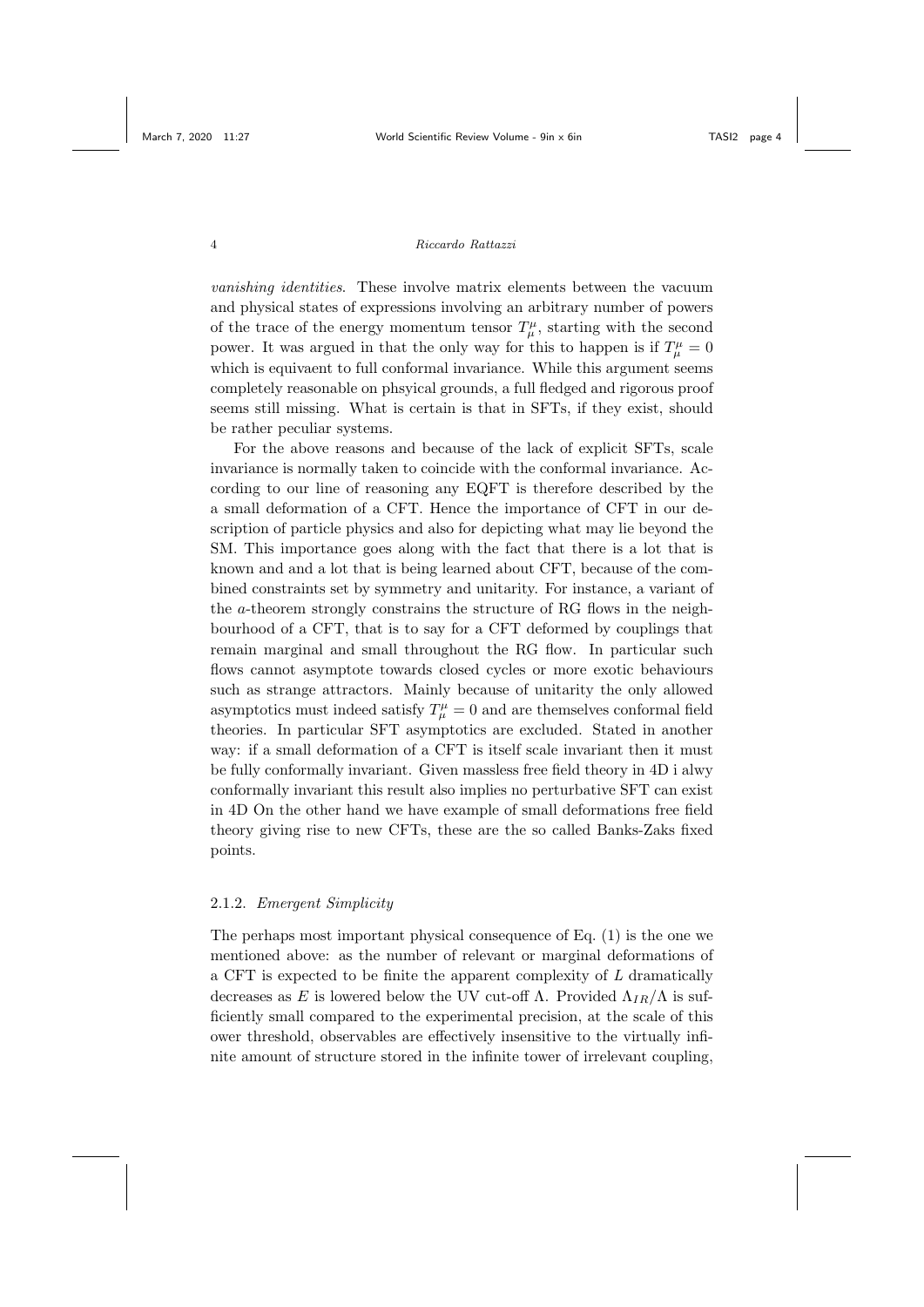*vanishing identities*. These involve matrix elements between the vacuum and physical states of expressions involving an arbitrary number of powers of the trace of the energy momentum tensor $T^\mu_\mu$, starting with the second power. It was argued in that the only way for this to happen is if $T^\mu_\mu = 0$ which is equivaent to full conformal invariance. While this argument seems completely reasonable on phsyical grounds, a full fledged and rigorous proof seems still missing. What is certain is that in SFTs, if they exist, should be rather peculiar systems.

For the above reasons and because of the lack of explicit SFTs, scale invariance is normally taken to coincide with the conformal invariance. According to our line of reasoning any EQFT is therefore described by the a small deformation of a CFT. Hence the importance of CFT in our description of particle physics and also for depicting what may lie beyond the SM. This importance goes along with the fact that there is a lot that is known and and a lot that is being learned about CFT, because of the combined constraints set by symmetry and unitarity. For instance, a variant of the $a$-theorem strongly constrains the structure of RG flows in the neighbourhood of a CFT, that is to say for a CFT deformed by couplings that remain marginal and small throughout the RG flow. In particular such flows cannot asymptote towards closed cycles or more exotic behaviours such as strange attractors. Mainly because of unitarity the only allowed asymptotics must indeed satisfy $T^\mu_\mu = 0$ and are themselves conformal field theories. In particular SFT asymptotics are excluded. Stated in another way: if a small deformation of a CFT is itself scale invariant then it must be fully conformally invariant. Given massless free field theory in 4D i alwy conformally invariant this result also implies no perturbative SFT can exist in 4D On the other hand we have example of small deformations free field theory giving rise to new CFTs, these are the so called Banks-Zaks fixed points.

### 2.1.2. *Emergent Simplicity*

The perhaps most important physical consequence of Eq. (1) is the one we mentioned above: as the number of relevant or marginal deformations of a CFT is expected to be finite the apparent complexity of $L$ dramatically decreases as $E$ is lowered below the UV cut-off $\Lambda$. Provided $\Lambda_{IR}/\Lambda$ is sufficiently small compared to the experimental precision, at the scale of this ower threshold, observables are effectively insensitive to the virtually infinite amount of structure stored in the infinite tower of irrelevant coupling,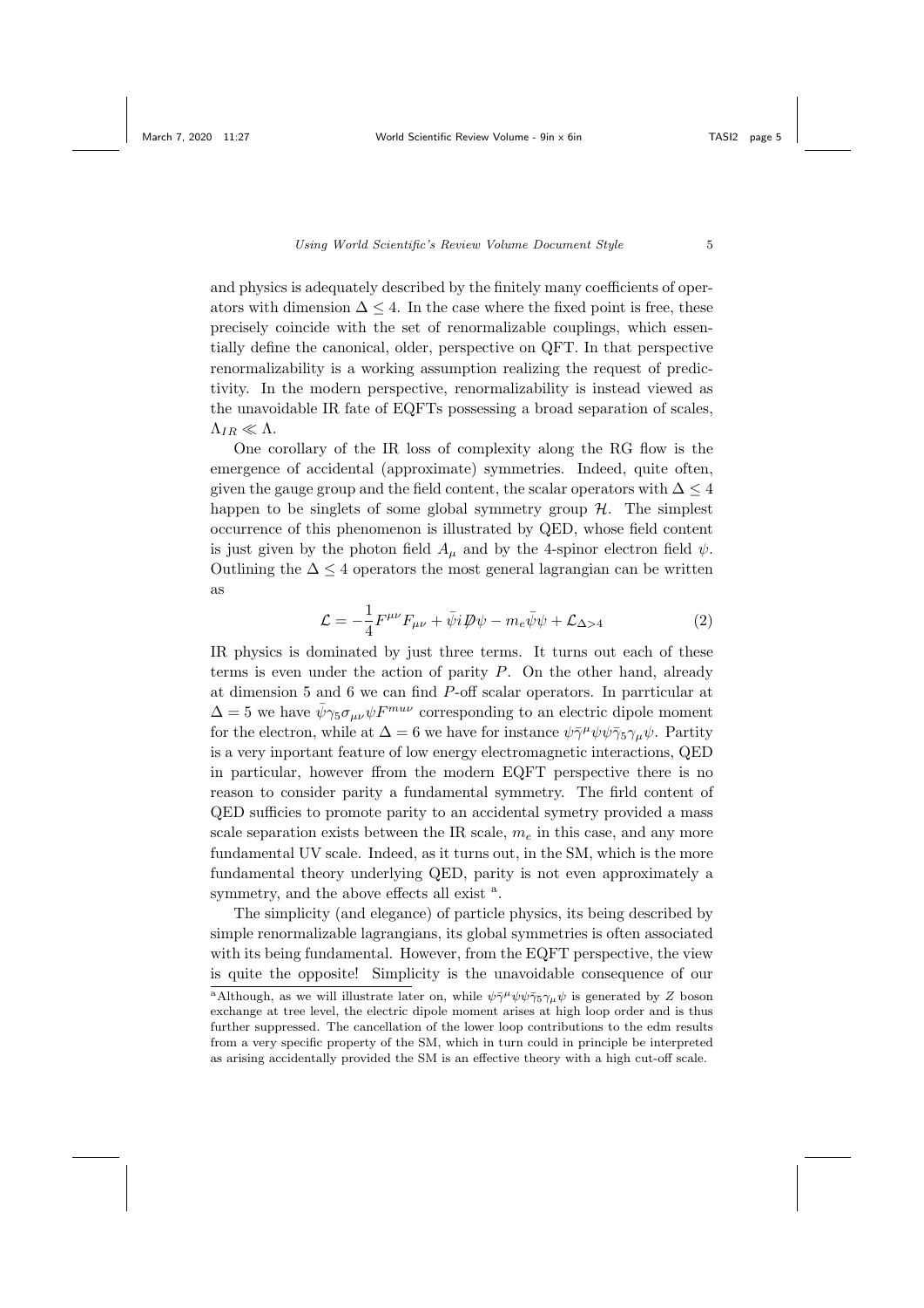and physics is adequately described by the finitely many coefficients of operators with dimension $\Delta \leq 4$. In the case where the fixed point is free, these precisely coincide with the set of renormalizable couplings, which essentially define the canonical, older, perspective on QFT. In that perspective renormalizability is a working assumption realizing the request of predictivity. In the modern perspective, renormalizability is instead viewed as the unavoidable IR fate of EQFTs possessing a broad separation of scales, $\Lambda_{IR} \ll \Lambda$.

One corollary of the IR loss of complexity along the RG flow is the emergence of accidental (approximate) symmetries. Indeed, quite often, given the gauge group and the field content, the scalar operators with $\Delta \leq 4$ happen to be singlets of some global symmetry group $\mathcal{H}$. The simplest occurrence of this phenomenon is illustrated by QED, whose field content is just given by the photon field $A_\mu$ and by the 4-spinor electron field $\psi$. Outlining the $\Delta \leq 4$ operators the most general lagrangian can be written as

$$\mathcal{L} = -\frac{1}{4}F^{\mu\nu}F_{\mu\nu} + \bar{\psi}i\not{D}\psi - m_e\bar{\psi}\psi + \mathcal{L}_{\Delta>4} \tag{2}$$

IR physics is dominated by just three terms. It turns out each of these terms is even under the action of parity $P$. On the other hand, already at dimension 5 and 6 we can find $P$-off scalar operators. In parrticular at $\Delta = 5$ we have $\bar{\psi}\gamma_5\sigma_{\mu\nu}\psi F^{mu\nu}$ corresponding to an electric dipole moment for the electron, while at $\Delta = 6$ we have for instance $\psi\bar{\gamma}^\mu\psi\psi\bar{\gamma}_5\gamma_\mu\psi$. Partity is a very inportant feature of low energy electromagnetic interactions, QED in particular, however ffrom the modern EQFT perspective there is no reason to consider parity a fundamental symmetry. The firld content of QED sufficies to promote parity to an accidental symetry provided a mass scale separation exists between the IR scale, $m_e$ in this case, and any more fundamental UV scale. Indeed, as it turns out, in the SM, which is the more fundamental theory underlying QED, parity is not even approximately a symmetry, and the above effects all exist [a].

The simplicity (and elegance) of particle physics, its being described by simple renormalizable lagrangians, its global symmetries is often associated with its being fundamental. However, from the EQFT perspective, the view is quite the opposite! Simplicity is the unavoidable consequence of our

[a] Although, as we will illustrate later on, while $\psi\bar{\gamma}^\mu\psi\psi\bar{\gamma}_5\gamma_\mu\psi$ is generated by $Z$ boson exchange at tree level, the electric dipole moment arises at high loop order and is thus further suppressed. The cancellation of the lower loop contributions to the edm results from a very specific property of the SM, which in turn could in principle be interpreted as arising accidentally provided the SM is an effective theory with a high cut-off scale.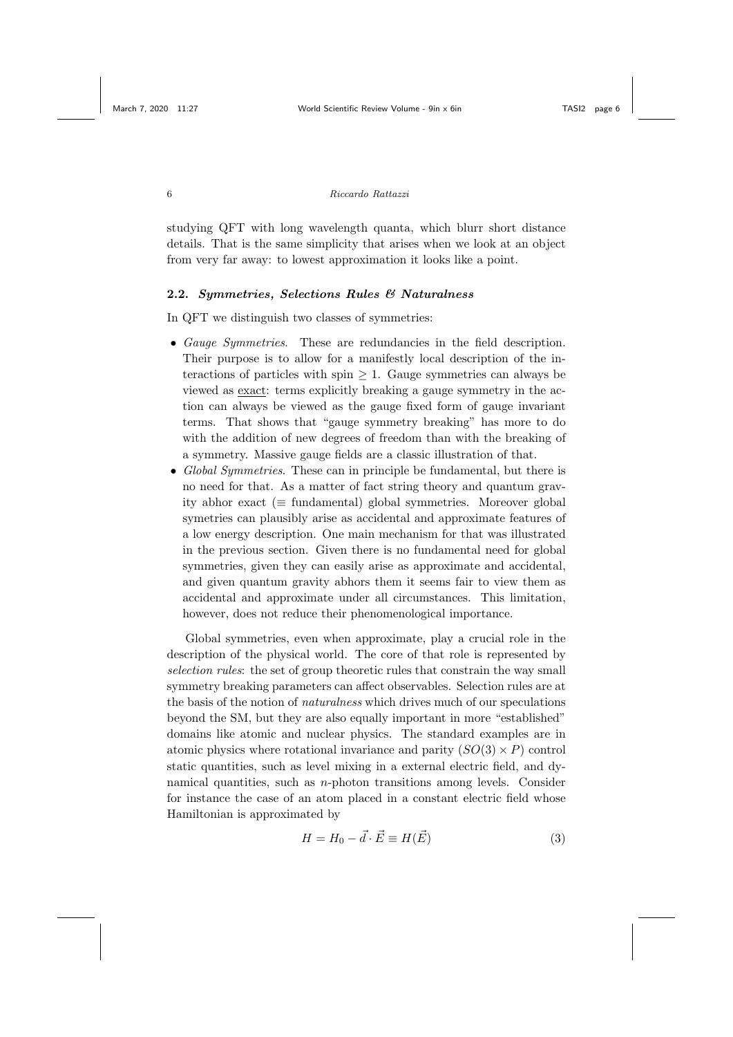studying QFT with long wavelength quanta, which blurr short distance details. That is the same simplicity that arises when we look at an object from very far away: to lowest approximation it looks like a point.

### 2.2. *Symmetries, Selections Rules & Naturalness*

In QFT we distinguish two classes of symmetries:

- *Gauge Symmetries*. These are redundancies in the field description. Their purpose is to allow for a manifestly local description of the interactions of particles with spin $\geq 1$. Gauge symmetries can always be viewed as exact: terms explicitly breaking a gauge symmetry in the action can always be viewed as the gauge fixed form of gauge invariant terms. That shows that "gauge symmetry breaking" has more to do with the addition of new degrees of freedom than with the breaking of a symmetry. Massive gauge fields are a classic illustration of that.
- *Global Symmetries*. These can in principle be fundamental, but there is no need for that. As a matter of fact string theory and quantum gravity abhor exact ($\equiv$ fundamental) global symmetries. Moreover global symetries can plausibly arise as accidental and approximate features of a low energy description. One main mechanism for that was illustrated in the previous section. Given there is no fundamental need for global symmetries, given they can easily arise as approximate and accidental, and given quantum gravity abhors them it seems fair to view them as accidental and approximate under all circumstances. This limitation, however, does not reduce their phenomenological importance.

Global symmetries, even when approximate, play a crucial role in the description of the physical world. The core of that role is represented by *selection rules*: the set of group theoretic rules that constrain the way small symmetry breaking parameters can affect observables. Selection rules are at the basis of the notion of *naturalness* which drives much of our speculations beyond the SM, but they are also equally important in more "established" domains like atomic and nuclear physics. The standard examples are in atomic physics where rotational invariance and parity ($SO(3) \times P$) control static quantities, such as level mixing in a external electric field, and dynamical quantities, such as $n$-photon transitions among levels. Consider for instance the case of an atom placed in a constant electric field whose Hamiltonian is approximated by

$$H = H_0 - \vec{d} \cdot \vec{E} \equiv H(\vec{E}) \tag{3}$$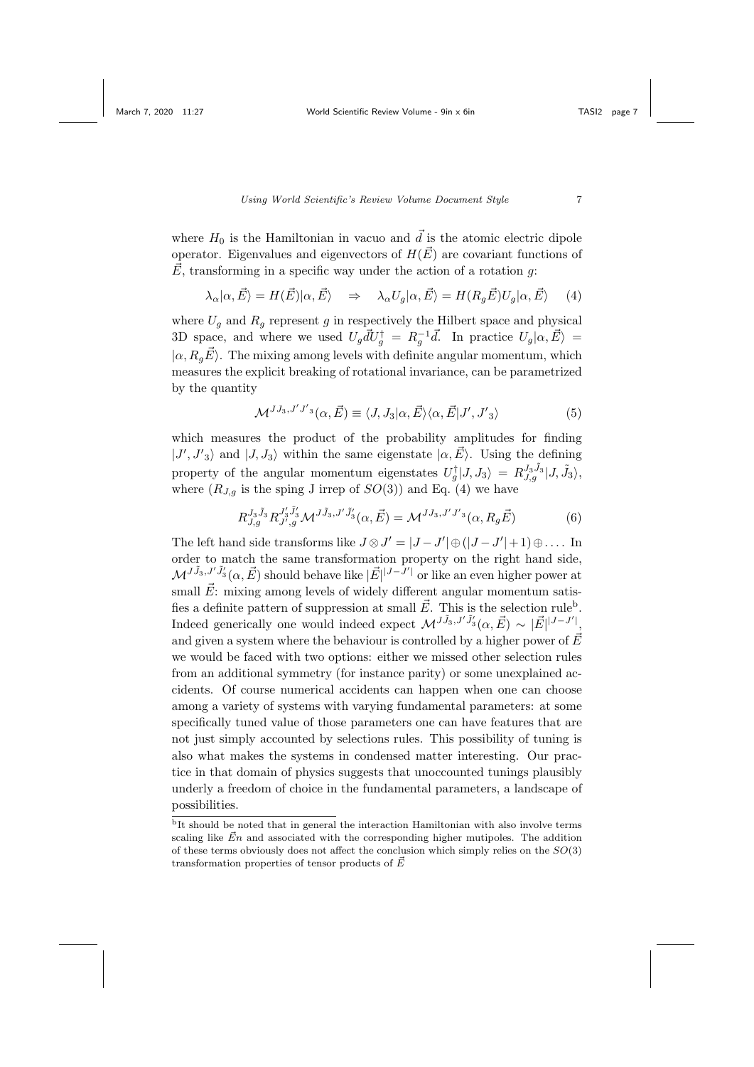where $H_0$ is the Hamiltonian in vacuo and $\vec{d}$ is the atomic electric dipole operator. Eigenvalues and eigenvectors of $H(\vec{E})$ are covariant functions of $\vec{E}$, transforming in a specific way under the action of a rotation $g$:

$$\lambda_\alpha|\alpha,\vec{E}\rangle = H(\vec{E})|\alpha,\vec{E}\rangle \quad \Rightarrow \quad \lambda_\alpha U_g|\alpha,\vec{E}\rangle = H(R_g\vec{E})U_g|\alpha,\vec{E}\rangle \tag{4}$$

where $U_g$ and $R_g$ represent $g$ in respectively the Hilbert space and physical 3D space, and where we used $U_g\vec{d}U_g^\dagger = R_g^{-1}\vec{d}$. In practice $U_g|\alpha,\vec{E}\rangle = |\alpha, R_g\vec{E}\rangle$. The mixing among levels with definite angular momentum, which measures the explicit breaking of rotational invariance, can be parametrized by the quantity

$$\mathcal{M}^{JJ_3,J'J'_3}(\alpha,\vec{E}) \equiv \langle J,J_3|\alpha,\vec{E}\rangle\langle\alpha,\vec{E}|J',J'_3\rangle \tag{5}$$

which measures the product of the probability amplitudes for finding $|J',J'_3\rangle$ and $|J,J_3\rangle$ within the same eigenstate $|\alpha,\vec{E}\rangle$. Using the defining property of the angular momentum eigenstates $U_g^\dagger|J,J_3\rangle = R_{J,g}^{J_3\tilde{J}_3}|J,\tilde{J}_3\rangle$, where ($R_{J,g}$ is the sping J irrep of $SO(3)$) and Eq. (4) we have

$$R_{J,g}^{J_3\tilde{J}_3}R_{J',g}^{J'_3\tilde{J}'_3}\mathcal{M}^{J\tilde{J}_3,J'\tilde{J}'_3}(\alpha,\vec{E}) = \mathcal{M}^{JJ_3,J'J'_3}(\alpha,R_g\vec{E}) \tag{6}$$

The left hand side transforms like $J\otimes J' = |J-J'|\oplus(|J-J'|+1)\oplus\dots$. In order to match the same transformation property on the right hand side, $\mathcal{M}^{J\tilde{J}_3,J'\tilde{J}'_3}(\alpha,\vec{E})$ should behave like $|\vec{E}|^{|J-J'|}$ or like an even higher power at small $\vec{E}$: mixing among levels of widely different angular momentum satisfies a definite pattern of suppression at small $\vec{E}$. This is the selection rule[b]. Indeed generically one would indeed expect $\mathcal{M}^{J\tilde{J}_3,J'\tilde{J}'_3}(\alpha,\vec{E}) \sim |\vec{E}|^{|J-J'|}$, and given a system where the behaviour is controlled by a higher power of $\vec{E}$ we would be faced with two options: either we missed other selection rules from an additional symmetry (for instance parity) or some unexplained accidents. Of course numerical accidents can happen when one can choose among a variety of systems with varying fundamental parameters: at some specifically tuned value of those parameters one can have features that are not just simply accounted by selections rules. This possibility of tuning is also what makes the systems in condensed matter interesting. Our practice in that domain of physics suggests that unoccounted tunings plausibly underly a freedom of choice in the fundamental parameters, a landscape of possibilities.

[b]It should be noted that in general the interaction Hamiltonian with also involve terms scaling like $\vec{E}n$ and associated with the corresponding higher mutipoles. The addition of these terms obviously does not affect the conclusion which simply relies on the $SO(3)$ transformation properties of tensor products of $\vec{E}$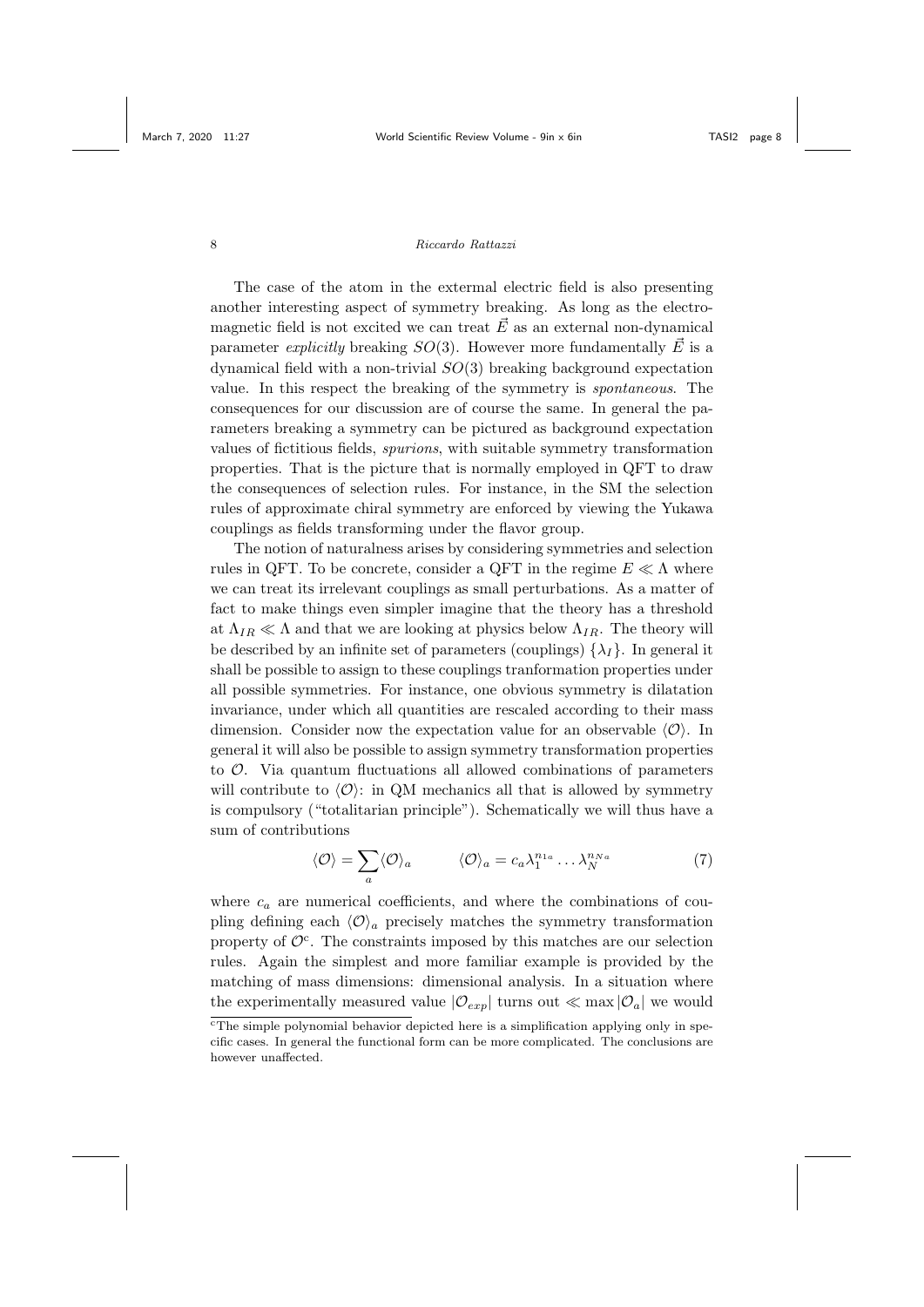The case of the atom in the extermal electric field is also presenting another interesting aspect of symmetry breaking. As long as the electromagnetic field is not excited we can treat $\vec{E}$ as an external non-dynamical parameter *explicitly* breaking $SO(3)$. However more fundamentally $\vec{E}$ is a dynamical field with a non-trivial $SO(3)$ breaking background expectation value. In this respect the breaking of the symmetry is *spontaneous*. The consequences for our discussion are of course the same. In general the parameters breaking a symmetry can be pictured as background expectation values of fictitious fields, *spurions*, with suitable symmetry transformation properties. That is the picture that is normally employed in QFT to draw the consequences of selection rules. For instance, in the SM the selection rules of approximate chiral symmetry are enforced by viewing the Yukawa couplings as fields transforming under the flavor group.

The notion of naturalness arises by considering symmetries and selection rules in QFT. To be concrete, consider a QFT in the regime $E \ll \Lambda$ where we can treat its irrelevant couplings as small perturbations. As a matter of fact to make things even simpler imagine that the theory has a threshold at $\Lambda_{IR} \ll \Lambda$ and that we are looking at physics below $\Lambda_{IR}$. The theory will be described by an infinite set of parameters (couplings) $\{\lambda_I\}$. In general it shall be possible to assign to these couplings tranformation properties under all possible symmetries. For instance, one obvious symmetry is dilatation invariance, under which all quantities are rescaled according to their mass dimension. Consider now the expectation value for an observable $\langle \mathcal{O} \rangle$. In general it will also be possible to assign symmetry transformation properties to $\mathcal{O}$. Via quantum fluctuations all allowed combinations of parameters will contribute to $\langle \mathcal{O} \rangle$: in QM mechanics all that is allowed by symmetry is compulsory ("totalitarian principle"). Schematically we will thus have a sum of contributions

$$\langle \mathcal{O} \rangle = \sum_a \langle \mathcal{O} \rangle_a \qquad \langle \mathcal{O} \rangle_a = c_a \lambda_1^{n_{1a}} \dots \lambda_N^{n_{Na}} \tag{7}$$

where $c_a$ are numerical coefficients, and where the combinations of coupling defining each $\langle \mathcal{O} \rangle_a$ precisely matches the symmetry transformation property of $\mathcal{O}$[c]. The constraints imposed by this matches are our selection rules. Again the simplest and more familiar example is provided by the matching of mass dimensions: dimensional analysis. In a situation where the experimentally measured value $|\mathcal{O}_{exp}|$ turns out $\ll \max |\mathcal{O}_a|$ we would

[c]The simple polynomial behavior depicted here is a simplification applying only in specific cases. In general the functional form can be more complicated. The conclusions are however unaffected.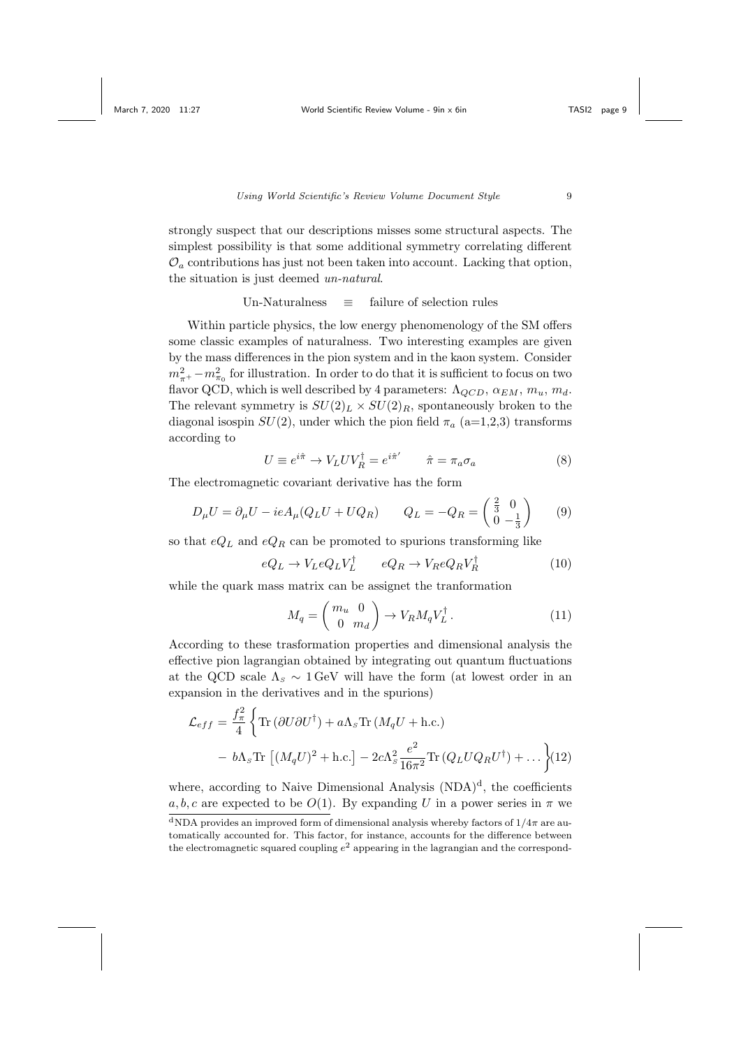strongly suspect that our descriptions misses some structural aspects. The simplest possibility is that some additional symmetry correlating different $\mathcal{O}_a$ contributions has just not been taken into account. Lacking that option, the situation is just deemed *un-natural*.

$$\text{Un-Naturalness} \quad \equiv \quad \text{failure of selection rules}$$

Within particle physics, the low energy phenomenology of the SM offers some classic examples of naturalness. Two interesting examples are given by the mass differences in the pion system and in the kaon system. Consider $m_{\pi^+}^2 - m_{\pi_0}^2$ for illustration. In order to do that it is sufficient to focus on two flavor QCD, which is well described by 4 parameters: $\Lambda_{QCD}$, $\alpha_{EM}$, $m_u$, $m_d$. The relevant symmetry is $SU(2)_L \times SU(2)_R$, spontaneously broken to the diagonal isospin $SU(2)$, under which the pion field $\pi_a$ (a=1,2,3) transforms according to

$$U \equiv e^{i\hat{\pi}} \to V_L U V_R^\dagger = e^{i\hat{\pi}'} \qquad \hat{\pi} = \pi_a \sigma_a \tag{8}$$

The electromagnetic covariant derivative has the form

$$D_\mu U = \partial_\mu U - ieA_\mu (Q_L U + U Q_R) \qquad Q_L = -Q_R = \begin{pmatrix} \frac{2}{3} & 0 \\ 0 & -\frac{1}{3} \end{pmatrix} \tag{9}$$

so that $eQ_L$ and $eQ_R$ can be promoted to spurions transforming like

$$eQ_L \to V_L e Q_L V_L^\dagger \qquad eQ_R \to V_R e Q_R V_R^\dagger \tag{10}$$

while the quark mass matrix can be assignet the tranformation

$$M_q = \begin{pmatrix} m_u & 0 \\ 0 & m_d \end{pmatrix} \to V_R M_q V_L^\dagger \,. \tag{11}$$

According to these trasformation properties and dimensional analysis the effective pion lagrangian obtained by integrating out quantum fluctuations at the QCD scale $\Lambda_S \sim 1\,\text{GeV}$ will have the form (at lowest order in an expansion in the derivatives and in the spurions)

$$\begin{aligned} \mathcal{L}_{eff} = \frac{f_\pi^2}{4} \Bigg\{ & \text{Tr}\,(\partial U \partial U^\dagger) + a\Lambda_S \text{Tr}\,(M_q U + \text{h.c.}) \\ & - b\Lambda_S \text{Tr}\,\left[(M_q U)^2 + \text{h.c.}\right] - 2c\Lambda_S^2 \frac{e^2}{16\pi^2} \text{Tr}\,(Q_L U Q_R U^\dagger) + \dots \Bigg\} \end{aligned} \tag{12}$$

where, according to Naive Dimensional Analysis (NDA)[d], the coefficients $a, b, c$ are expected to be $O(1)$. By expanding $U$ in a power series in $\pi$ we

[d] NDA provides an improved form of dimensional analysis whereby factors of $1/4\pi$ are automatically accounted for. This factor, for instance, accounts for the difference between the electromagnetic squared coupling $e^2$ appearing in the lagrangian and the correspond-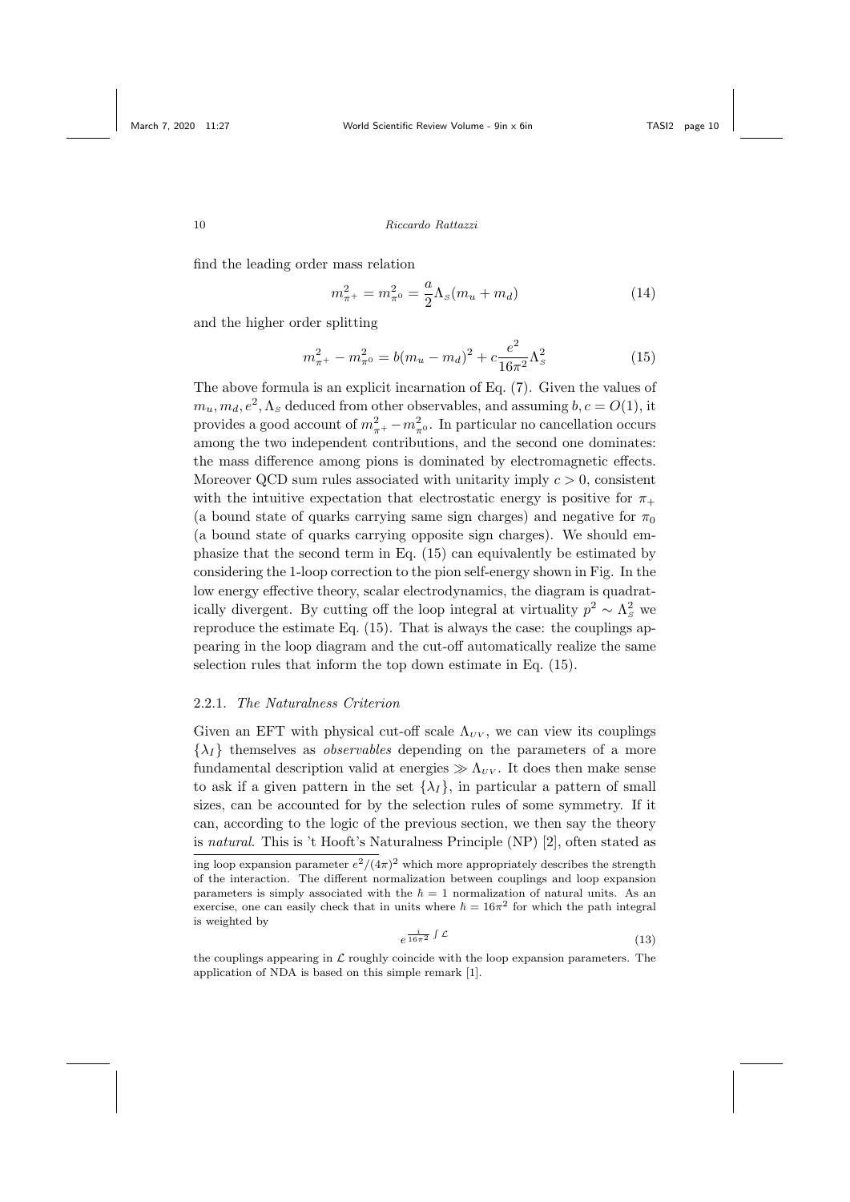find the leading order mass relation

$$m_{\pi^+}^2 = m_{\pi^0}^2 = \frac{a}{2}\Lambda_S(m_u + m_d) \tag{14}$$

and the higher order splitting

$$m_{\pi^+}^2 - m_{\pi^0}^2 = b(m_u - m_d)^2 + c\frac{e^2}{16\pi^2}\Lambda_S^2 \tag{15}$$

The above formula is an explicit incarnation of Eq. (7). Given the values of $m_u, m_d, e^2, \Lambda_S$ deduced from other observables, and assuming $b, c = O(1)$, it provides a good account of $m_{\pi^+}^2 - m_{\pi^0}^2$. In particular no cancellation occurs among the two independent contributions, and the second one dominates: the mass difference among pions is dominated by electromagnetic effects. Moreover QCD sum rules associated with unitarity imply $c > 0$, consistent with the intuitive expectation that electrostatic energy is positive for $\pi_+$ (a bound state of quarks carrying same sign charges) and negative for $\pi_0$ (a bound state of quarks carrying opposite sign charges). We should emphasize that the second term in Eq. (15) can equivalently be estimated by considering the 1-loop correction to the pion self-energy shown in Fig. In the low energy effective theory, scalar electrodynamics, the diagram is quadratically divergent. By cutting off the loop integral at virtuality $p^2 \sim \Lambda_S^2$ we reproduce the estimate Eq. (15). That is always the case: the couplings appearing in the loop diagram and the cut-off automatically realize the same selection rules that inform the top down estimate in Eq. (15).

### 2.2.1. *The Naturalness Criterion*

Given an EFT with physical cut-off scale $\Lambda_{UV}$, we can view its couplings $\{\lambda_I\}$ themselves as *observables* depending on the parameters of a more fundamental description valid at energies $\gg \Lambda_{UV}$. It does then make sense to ask if a given pattern in the set $\{\lambda_I\}$, in particular a pattern of small sizes, can be accounted for by the selection rules of some symmetry. If it can, according to the logic of the previous section, we then say the theory is *natural*. This is 't Hooft's Naturalness Principle (NP) [2], often stated as

---

ing loop expansion parameter $e^2/(4\pi)^2$ which more appropriately describes the strength of the interaction. The different normalization between couplings and loop expansion parameters is simply associated with the $\hbar = 1$ normalization of natural units. As an exercise, one can easily check that in units where $\hbar = 16\pi^2$ for which the path integral is weighted by

$$e^{\frac{i}{16\pi^2}\int \mathcal{L}} \tag{13}$$

the couplings appearing in $\mathcal{L}$ roughly coincide with the loop expansion parameters. The application of NDA is based on this simple remark [1].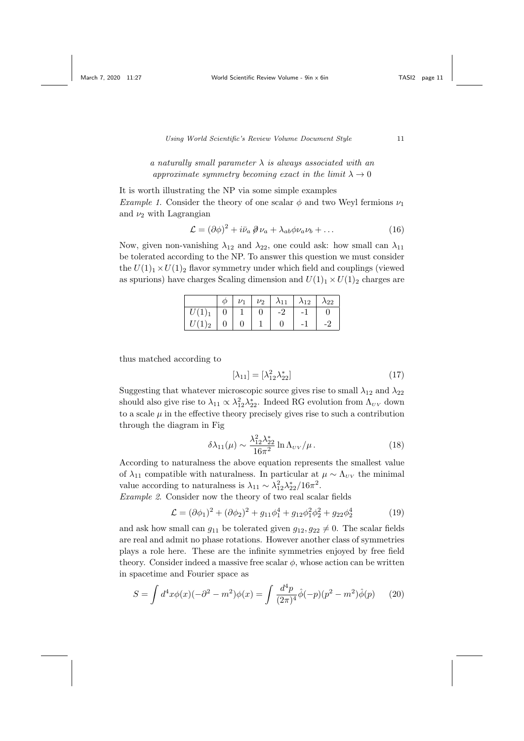*a naturally small parameter $\lambda$ is always associated with an approximate symmetry becoming exact in the limit $\lambda \to 0$*

It is worth illustrating the NP via some simple examples

*Example 1.* Consider the theory of one scalar $\phi$ and two Weyl fermions $\nu_1$ and $\nu_2$ with Lagrangian

$$\mathcal{L} = (\partial\phi)^2 + i\bar{\nu}_a \not{\partial} \nu_a + \lambda_{ab}\phi\nu_a\nu_b + \dots \tag{16}$$

Now, given non-vanishing $\lambda_{12}$ and $\lambda_{22}$, one could ask: how small can $\lambda_{11}$ be tolerated according to the NP. To answer this question we must consider the $U(1)_1 \times U(1)_2$ flavor symmetry under which field and couplings (viewed as spurions) have charges Scaling dimension and $U(1)_1 \times U(1)_2$ charges are

| | $\phi$ | $\nu_1$ | $\nu_2$ | $\lambda_{11}$ | $\lambda_{12}$ | $\lambda_{22}$ |
|---|---|---|---|---|---|---|
| $U(1)_1$ | 0 | 1 | 0 | -2 | -1 | 0 |
| $U(1)_2$ | 0 | 0 | 1 | 0 | -1 | -2 |

thus matched according to

$$[\lambda_{11}] = [\lambda_{12}^2\lambda_{22}^*] \tag{17}$$

Suggesting that whatever microscopic source gives rise to small $\lambda_{12}$ and $\lambda_{22}$ should also give rise to $\lambda_{11} \propto \lambda_{12}^2\lambda_{22}^*$. Indeed RG evolution from $\Lambda_{UV}$ down to a scale $\mu$ in the effective theory precisely gives rise to such a contribution through the diagram in Fig

$$\delta\lambda_{11}(\mu) \sim \frac{\lambda_{12}^2\lambda_{22}^*}{16\pi^2} \ln \Lambda_{UV}/\mu\,. \tag{18}$$

According to naturalness the above equation represents the smallest value of $\lambda_{11}$ compatible with naturalness. In particular at $\mu \sim \Lambda_{UV}$ the minimal value according to naturalness is $\lambda_{11} \sim \lambda_{12}^2\lambda_{22}^*/16\pi^2$.

*Example 2.* Consider now the theory of two real scalar fields

$$\mathcal{L} = (\partial\phi_1)^2 + (\partial\phi_2)^2 + g_{11}\phi_1^4 + g_{12}\phi_1^2\phi_2^2 + g_{22}\phi_2^4 \tag{19}$$

and ask how small can $g_{11}$ be tolerated given $g_{12}, g_{22} \neq 0$. The scalar fields are real and admit no phase rotations. However another class of symmetries plays a role here. These are the infinite symmetries enjoyed by free field theory. Consider indeed a massive free scalar $\phi$, whose action can be written in spacetime and Fourier space as

$$S = \int d^4x \phi(x)(-\partial^2 - m^2)\phi(x) = \int \frac{d^4p}{(2\pi)^4}\hat{\phi}(-p)(p^2 - m^2)\hat{\phi}(p) \tag{20}$$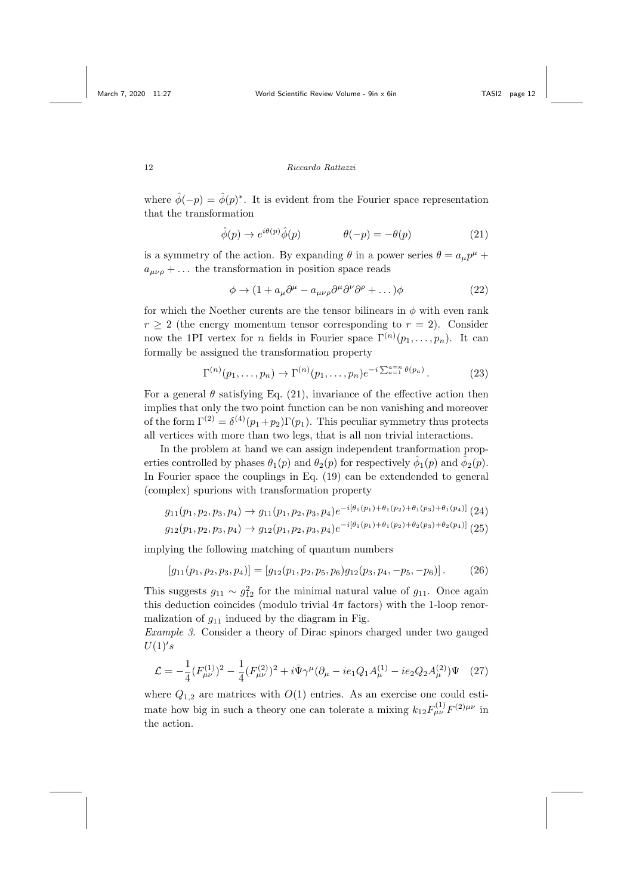where $\hat{\phi}(-p) = \hat{\phi}(p)^*$. It is evident from the Fourier space representation that the transformation

$$\hat{\phi}(p) \to e^{i\theta(p)}\hat{\phi}(p) \qquad\qquad \theta(-p) = -\theta(p) \tag{21}$$

is a symmetry of the action. By expanding $\theta$ in a power series $\theta = a_\mu p^\mu + a_{\mu\nu\rho} + \dots$ the transformation in position space reads

$$\phi \to (1 + a_\mu \partial^\mu - a_{\mu\nu\rho}\partial^\mu\partial^\nu\partial^\rho + \dots)\phi \tag{22}$$

for which the Noether curents are the tensor bilinears in $\phi$ with even rank $r \geq 2$ (the energy momentum tensor corresponding to $r = 2$). Consider now the 1PI vertex for $n$ fields in Fourier space $\Gamma^{(n)}(p_1, \dots, p_n)$. It can formally be assigned the transformation property

$$\Gamma^{(n)}(p_1, \dots, p_n) \to \Gamma^{(n)}(p_1, \dots, p_n)e^{-i\sum_{a=1}^{a=n}\theta(p_a)}\,. \tag{23}$$

For a general $\theta$ satisfying Eq. (21), invariance of the effective action then implies that only the two point function can be non vanishing and moreover of the form $\Gamma^{(2)} = \delta^{(4)}(p_1+p_2)\Gamma(p_1)$. This peculiar symmetry thus protects all vertices with more than two legs, that is all non trivial interactions.

In the problem at hand we can assign independent tranformation properties controlled by phases $\theta_1(p)$ and $\theta_2(p)$ for respectively $\hat{\phi}_1(p)$ and $\hat{\phi}_2(p)$. In Fourier space the couplings in Eq. (19) can be extendended to general (complex) spurions with transformation property

$$g_{11}(p_1, p_2, p_3, p_4) \to g_{11}(p_1, p_2, p_3, p_4)e^{-i[\theta_1(p_1)+\theta_1(p_2)+\theta_1(p_3)+\theta_1(p_4)]} \tag{24}$$

$$g_{12}(p_1, p_2, p_3, p_4) \to g_{12}(p_1, p_2, p_3, p_4)e^{-i[\theta_1(p_1)+\theta_1(p_2)+\theta_2(p_3)+\theta_2(p_4)]} \tag{25}$$

implying the following matching of quantum numbers

$$[g_{11}(p_1, p_2, p_3, p_4)] = [g_{12}(p_1, p_2, p_5, p_6)g_{12}(p_3, p_4, -p_5, -p_6)]\,. \tag{26}$$

This suggests $g_{11} \sim g_{12}^2$ for the minimal natural value of $g_{11}$. Once again this deduction coincides (modulo trivial $4\pi$ factors) with the 1-loop renormalization of $g_{11}$ induced by the diagram in Fig.

*Example 3.* Consider a theory of Dirac spinors charged under two gauged $U(1)'s$

$$\mathcal{L} = -\frac{1}{4}(F^{(1)}_{\mu\nu})^2 - \frac{1}{4}(F^{(2)}_{\mu\nu})^2 + i\bar{\Psi}\gamma^\mu(\partial_\mu - ie_1 Q_1 A^{(1)}_\mu - ie_2 Q_2 A^{(2)}_\mu)\Psi \tag{27}$$

where $Q_{1,2}$ are matrices with $O(1)$ entries. As an exercise one could estimate how big in such a theory one can tolerate a mixing $k_{12}F^{(1)}_{\mu\nu}F^{(2)\mu\nu}$ in the action.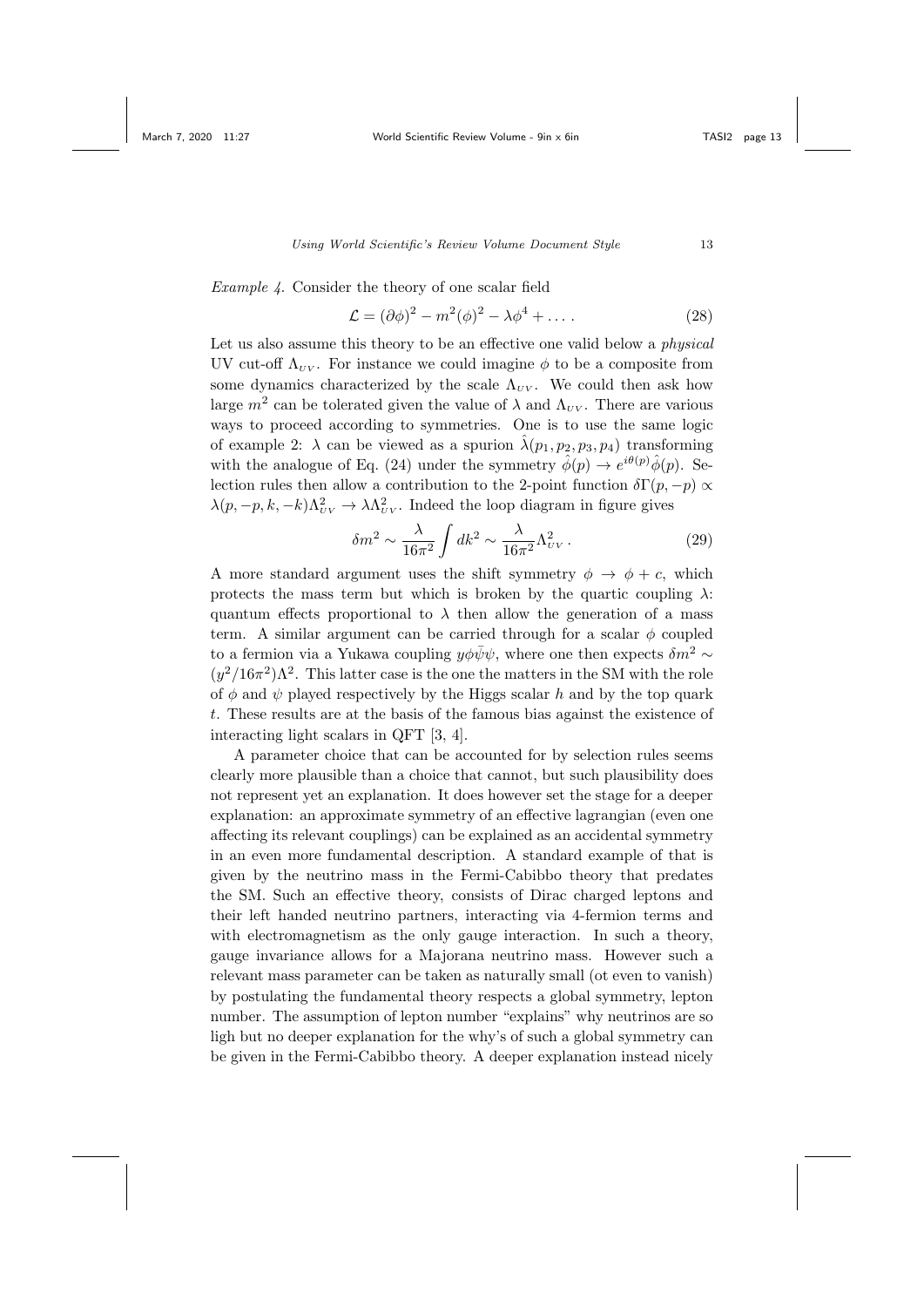*Example 4.* Consider the theory of one scalar field

$$\mathcal{L} = (\partial\phi)^2 - m^2(\phi)^2 - \lambda\phi^4 + \dots \,. \tag{28}$$

Let us also assume this theory to be an effective one valid below a *physical* UV cut-off $\Lambda_{UV}$. For instance we could imagine $\phi$ to be a composite from some dynamics characterized by the scale $\Lambda_{UV}$. We could then ask how large $m^2$ can be tolerated given the value of $\lambda$ and $\Lambda_{UV}$. There are various ways to proceed according to symmetries. One is to use the same logic of example 2: $\lambda$ can be viewed as a spurion $\hat{\lambda}(p_1, p_2, p_3, p_4)$ transforming with the analogue of Eq. (24) under the symmetry $\hat{\phi}(p) \to e^{i\theta(p)}\hat{\phi}(p)$. Selection rules then allow a contribution to the 2-point function $\delta\Gamma(p, -p) \propto \lambda(p, -p, k, -k)\Lambda_{UV}^2 \to \lambda\Lambda_{UV}^2$. Indeed the loop diagram in figure gives

$$\delta m^2 \sim \frac{\lambda}{16\pi^2}\int dk^2 \sim \frac{\lambda}{16\pi^2}\Lambda_{UV}^2 \,. \tag{29}$$

A more standard argument uses the shift symmetry $\phi \to \phi + c$, which protects the mass term but which is broken by the quartic coupling $\lambda$: quantum effects proportional to $\lambda$ then allow the generation of a mass term. A similar argument can be carried through for a scalar $\phi$ coupled to a fermion via a Yukawa coupling $y\phi\bar{\psi}\psi$, where one then expects $\delta m^2 \sim (y^2/16\pi^2)\Lambda^2$. This latter case is the one the matters in the SM with the role of $\phi$ and $\psi$ played respectively by the Higgs scalar $h$ and by the top quark $t$. These results are at the basis of the famous bias against the existence of interacting light scalars in QFT [3, 4].

A parameter choice that can be accounted for by selection rules seems clearly more plausible than a choice that cannot, but such plausibility does not represent yet an explanation. It does however set the stage for a deeper explanation: an approximate symmetry of an effective lagrangian (even one affecting its relevant couplings) can be explained as an accidental symmetry in an even more fundamental description. A standard example of that is given by the neutrino mass in the Fermi-Cabibbo theory that predates the SM. Such an effective theory, consists of Dirac charged leptons and their left handed neutrino partners, interacting via 4-fermion terms and with electromagnetism as the only gauge interaction. In such a theory, gauge invariance allows for a Majorana neutrino mass. However such a relevant mass parameter can be taken as naturally small (ot even to vanish) by postulating the fundamental theory respects a global symmetry, lepton number. The assumption of lepton number "explains" why neutrinos are so ligh but no deeper explanation for the why's of such a global symmetry can be given in the Fermi-Cabibbo theory. A deeper explanation instead nicely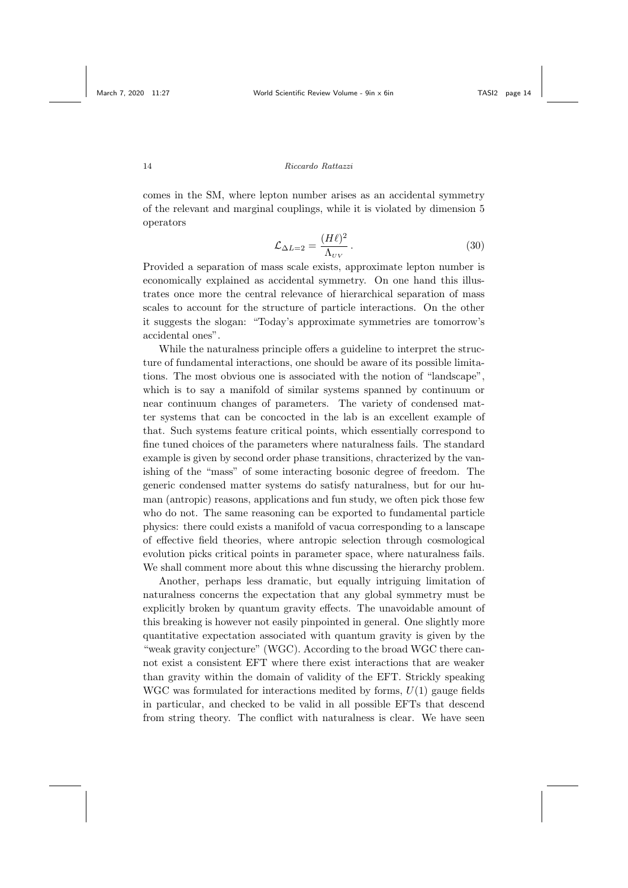comes in the SM, where lepton number arises as an accidental symmetry of the relevant and marginal couplings, while it is violated by dimension 5 operators

$$\mathcal{L}_{\Delta L=2} = \frac{(H\ell)^2}{\Lambda_{UV}}\,. \tag{30}$$

Provided a separation of mass scale exists, approximate lepton number is economically explained as accidental symmetry. On one hand this illustrates once more the central relevance of hierarchical separation of mass scales to account for the structure of particle interactions. On the other it suggests the slogan: "Today's approximate symmetries are tomorrow's accidental ones".

While the naturalness principle offers a guideline to interpret the structure of fundamental interactions, one should be aware of its possible limitations. The most obvious one is associated with the notion of "landscape", which is to say a manifold of similar systems spanned by continuum or near continuum changes of parameters. The variety of condensed matter systems that can be concocted in the lab is an excellent example of that. Such systems feature critical points, which essentially correspond to fine tuned choices of the parameters where naturalness fails. The standard example is given by second order phase transitions, chracterized by the vanishing of the "mass" of some interacting bosonic degree of freedom. The generic condensed matter systems do satisfy naturalness, but for our human (antropic) reasons, applications and fun study, we often pick those few who do not. The same reasoning can be exported to fundamental particle physics: there could exists a manifold of vacua corresponding to a lanscape of effective field theories, where antropic selection through cosmological evolution picks critical points in parameter space, where naturalness fails. We shall comment more about this whne discussing the hierarchy problem.

Another, perhaps less dramatic, but equally intriguing limitation of naturalness concerns the expectation that any global symmetry must be explicitly broken by quantum gravity effects. The unavoidable amount of this breaking is however not easily pinpointed in general. One slightly more quantitative expectation associated with quantum gravity is given by the "weak gravity conjecture" (WGC). According to the broad WGC there cannot exist a consistent EFT where there exist interactions that are weaker than gravity within the domain of validity of the EFT. Strickly speaking WGC was formulated for interactions medited by forms, $U(1)$ gauge fields in particular, and checked to be valid in all possible EFTs that descend from string theory. The conflict with naturalness is clear. We have seen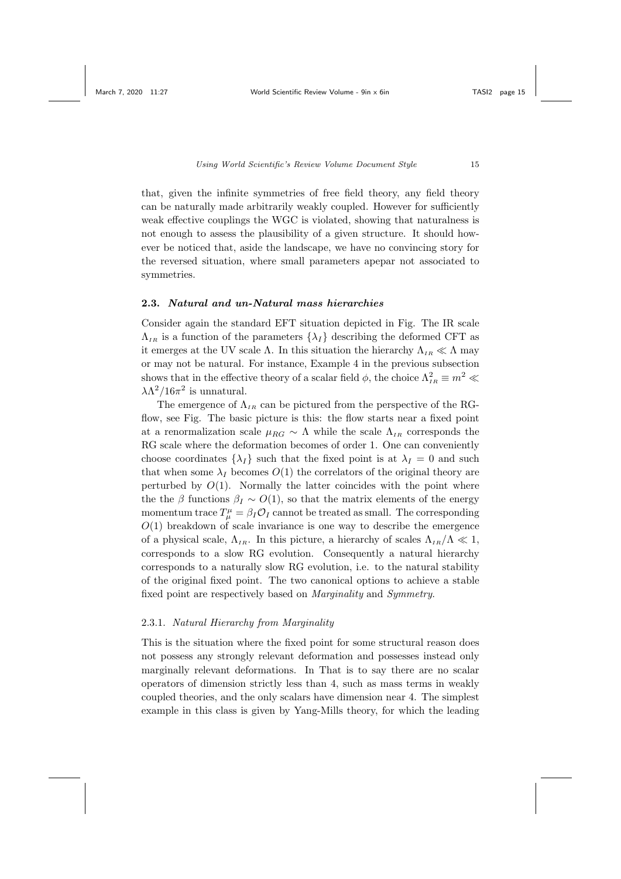that, given the infinite symmetries of free field theory, any field theory can be naturally made arbitrarily weakly coupled. However for sufficiently weak effective couplings the WGC is violated, showing that naturalness is not enough to assess the plausibility of a given structure. It should however be noticed that, aside the landscape, we have no convincing story for the reversed situation, where small parameters apepar not associated to symmetries.

### 2.3. *Natural and un-Natural mass hierarchies*

Consider again the standard EFT situation depicted in Fig. The IR scale $\Lambda_{IR}$ is a function of the parameters $\{\lambda_I\}$ describing the deformed CFT as it emerges at the UV scale $\Lambda$. In this situation the hierarchy $\Lambda_{IR} \ll \Lambda$ may or may not be natural. For instance, Example 4 in the previous subsection shows that in the effective theory of a scalar field $\phi$, the choice $\Lambda_{IR}^2 \equiv m^2 \ll \lambda\Lambda^2/16\pi^2$ is unnatural.

The emergence of $\Lambda_{IR}$ can be pictured from the perspective of the RG-flow, see Fig. The basic picture is this: the flow starts near a fixed point at a renormalization scale $\mu_{RG} \sim \Lambda$ while the scale $\Lambda_{IR}$ corresponds the RG scale where the deformation becomes of order 1. One can conveniently choose coordinates $\{\lambda_I\}$ such that the fixed point is at $\lambda_I = 0$ and such that when some $\lambda_I$ becomes $O(1)$ the correlators of the original theory are perturbed by $O(1)$. Normally the latter coincides with the point where the the $\beta$ functions $\beta_I \sim O(1)$, so that the matrix elements of the energy momentum trace $T^\mu_\mu = \beta_I \mathcal{O}_I$ cannot be treated as small. The corresponding $O(1)$ breakdown of scale invariance is one way to describe the emergence of a physical scale, $\Lambda_{IR}$. In this picture, a hierarchy of scales $\Lambda_{IR}/\Lambda \ll 1$, corresponds to a slow RG evolution. Consequently a natural hierarchy corresponds to a naturally slow RG evolution, i.e. to the natural stability of the original fixed point. The two canonical options to achieve a stable fixed point are respectively based on *Marginality* and *Symmetry*.

#### 2.3.1. *Natural Hierarchy from Marginality*

This is the situation where the fixed point for some structural reason does not possess any strongly relevant deformation and possesses instead only marginally relevant deformations. In That is to say there are no scalar operators of dimension strictly less than 4, such as mass terms in weakly coupled theories, and the only scalars have dimension near 4. The simplest example in this class is given by Yang-Mills theory, for which the leading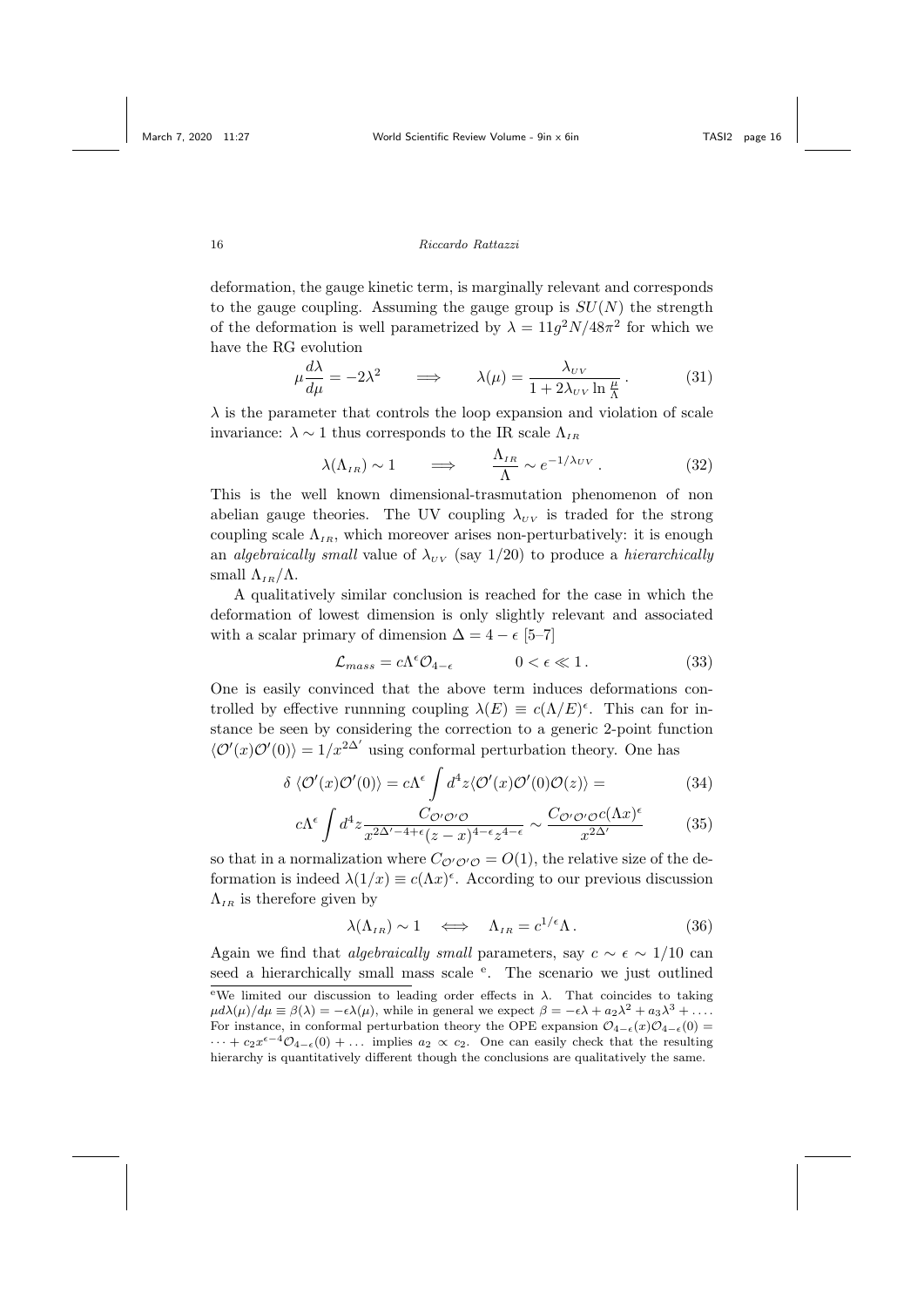deformation, the gauge kinetic term, is marginally relevant and corresponds to the gauge coupling. Assuming the gauge group is $SU(N)$ the strength of the deformation is well parametrized by $\lambda = 11g^2N/48\pi^2$ for which we have the RG evolution

$$\mu\frac{d\lambda}{d\mu} = -2\lambda^2 \qquad \Longrightarrow \qquad \lambda(\mu) = \frac{\lambda_{UV}}{1 + 2\lambda_{UV}\ln\frac{\mu}{\Lambda}}\,. \tag{31}$$

$\lambda$ is the parameter that controls the loop expansion and violation of scale invariance: $\lambda \sim 1$ thus corresponds to the IR scale $\Lambda_{IR}$

$$\lambda(\Lambda_{IR}) \sim 1 \qquad \Longrightarrow \qquad \frac{\Lambda_{IR}}{\Lambda} \sim e^{-1/\lambda_{UV}}\,. \tag{32}$$

This is the well known dimensional-trasmutation phenomenon of non abelian gauge theories. The UV coupling $\lambda_{UV}$ is traded for the strong coupling scale $\Lambda_{IR}$, which moreover arises non-perturbatively: it is enough an *algebraically small* value of $\lambda_{UV}$ (say 1/20) to produce a *hierarchically* small $\Lambda_{IR}/\Lambda$.

A qualitatively similar conclusion is reached for the case in which the deformation of lowest dimension is only slightly relevant and associated with a scalar primary of dimension $\Delta = 4 - \epsilon$ [5–7]

$$\mathcal{L}_{mass} = c\Lambda^{\epsilon}\mathcal{O}_{4-\epsilon} \qquad\qquad 0 < \epsilon \ll 1\,. \tag{33}$$

One is easily convinced that the above term induces deformations controlled by effective runnning coupling $\lambda(E) \equiv c(\Lambda/E)^{\epsilon}$. This can for instance be seen by considering the correction to a generic 2-point function $\langle\mathcal{O}'(x)\mathcal{O}'(0)\rangle = 1/x^{2\Delta'}$ using conformal perturbation theory. One has

$$\delta\,\langle\mathcal{O}'(x)\mathcal{O}'(0)\rangle = c\Lambda^{\epsilon}\int d^4z\langle\mathcal{O}'(x)\mathcal{O}'(0)\mathcal{O}(z)\rangle = \tag{34}$$

$$c\Lambda^{\epsilon}\int d^4z\frac{C_{\mathcal{O}'\mathcal{O}'\mathcal{O}}}{x^{2\Delta'-4+\epsilon}(z-x)^{4-\epsilon}z^{4-\epsilon}} \sim \frac{C_{\mathcal{O}'\mathcal{O}'\mathcal{O}}\,c(\Lambda x)^{\epsilon}}{x^{2\Delta'}} \tag{35}$$

so that in a normalization where $C_{\mathcal{O}'\mathcal{O}'\mathcal{O}} = O(1)$, the relative size of the deformation is indeed $\lambda(1/x) \equiv c(\Lambda x)^{\epsilon}$. According to our previous discussion $\Lambda_{IR}$ is therefore given by

$$\lambda(\Lambda_{IR}) \sim 1 \quad \Longleftrightarrow \quad \Lambda_{IR} = c^{1/\epsilon}\Lambda\,. \tag{36}$$

Again we find that *algebraically small* parameters, say $c \sim \epsilon \sim 1/10$ can seed a hierarchically small mass scale [e]. The scenario we just outlined

---

[e] We limited our discussion to leading order effects in $\lambda$. That coincides to taking $\mu d\lambda(\mu)/d\mu \equiv \beta(\lambda) = -\epsilon\lambda(\mu)$, while in general we expect $\beta = -\epsilon\lambda + a_2\lambda^2 + a_3\lambda^3 + \ldots$. For instance, in conformal perturbation theory the OPE expansion $\mathcal{O}_{4-\epsilon}(x)\mathcal{O}_{4-\epsilon}(0) = \cdots + c_2x^{\epsilon-4}\mathcal{O}_{4-\epsilon}(0) + \ldots$ implies $a_2 \propto c_2$. One can easily check that the resulting hierarchy is quantitatively different though the conclusions are qualitatively the same.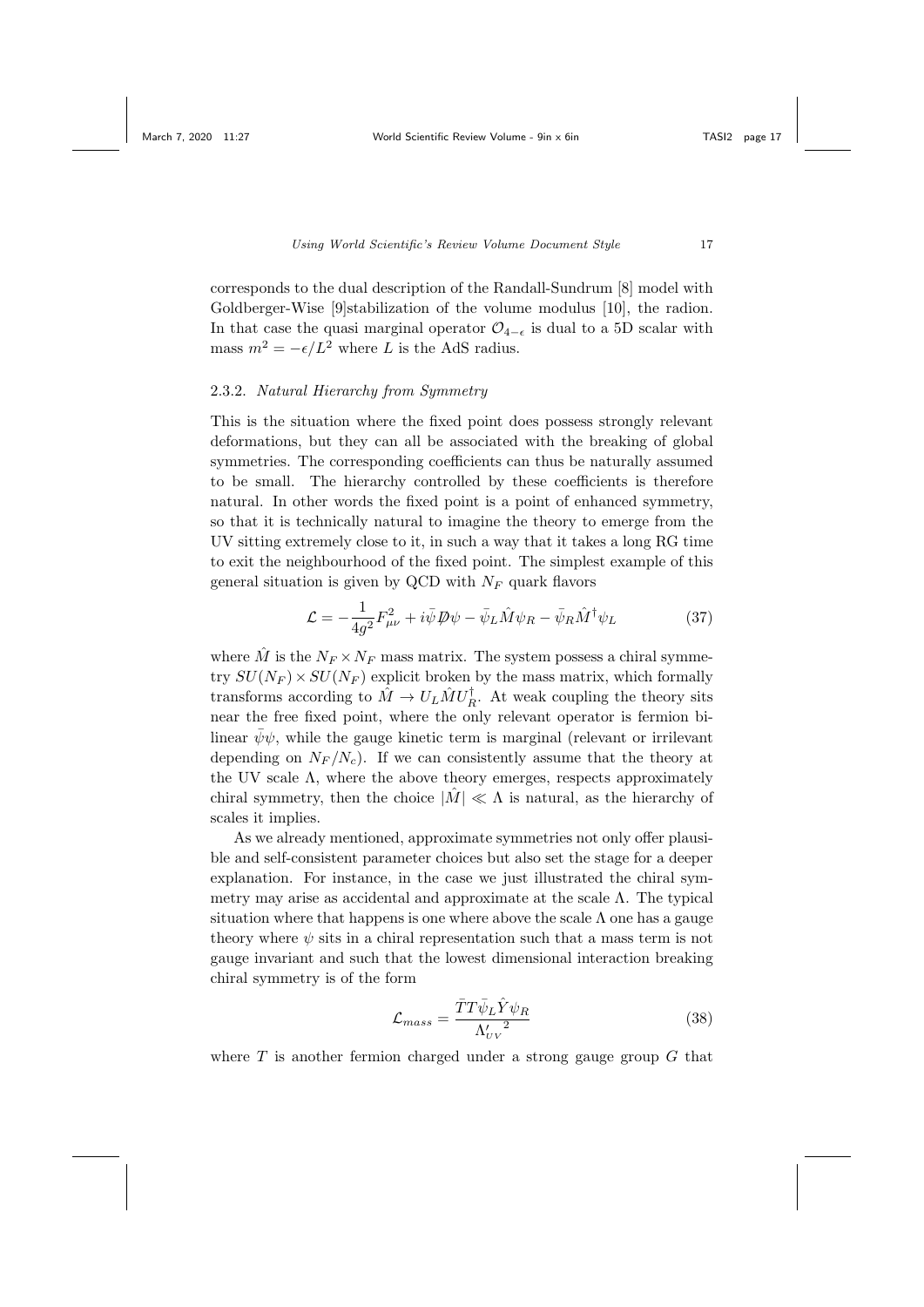corresponds to the dual description of the Randall-Sundrum [8] model with Goldberger-Wise [9]stabilization of the volume modulus [10], the radion. In that case the quasi marginal operator $\mathcal{O}_{4-\epsilon}$ is dual to a 5D scalar with mass $m^2 = -\epsilon/L^2$ where $L$ is the AdS radius.

#### 2.3.2. *Natural Hierarchy from Symmetry*

This is the situation where the fixed point does possess strongly relevant deformations, but they can all be associated with the breaking of global symmetries. The corresponding coefficients can thus be naturally assumed to be small. The hierarchy controlled by these coefficients is therefore natural. In other words the fixed point is a point of enhanced symmetry, so that it is technically natural to imagine the theory to emerge from the UV sitting extremely close to it, in such a way that it takes a long RG time to exit the neighbourhood of the fixed point. The simplest example of this general situation is given by QCD with $N_F$ quark flavors

$$\mathcal{L} = -\frac{1}{4g^2}F_{\mu\nu}^2 + i\bar{\psi}\not{D}\psi - \bar{\psi}_L\hat{M}\psi_R - \bar{\psi}_R\hat{M}^\dagger\psi_L \tag{37}$$

where $\hat{M}$ is the $N_F \times N_F$ mass matrix. The system possess a chiral symmetry $SU(N_F) \times SU(N_F)$ explicit broken by the mass matrix, which formally transforms according to $\hat{M} \to U_L\hat{M}U_R^\dagger$. At weak coupling the theory sits near the free fixed point, where the only relevant operator is fermion bilinear $\bar{\psi}\psi$, while the gauge kinetic term is marginal (relevant or irrilevant depending on $N_F/N_c$). If we can consistently assume that the theory at the UV scale $\Lambda$, where the above theory emerges, respects approximately chiral symmetry, then the choice $|\hat{M}| \ll \Lambda$ is natural, as the hierarchy of scales it implies.

As we already mentioned, approximate symmetries not only offer plausible and self-consistent parameter choices but also set the stage for a deeper explanation. For instance, in the case we just illustrated the chiral symmetry may arise as accidental and approximate at the scale $\Lambda$. The typical situation where that happens is one where above the scale $\Lambda$ one has a gauge theory where $\psi$ sits in a chiral representation such that a mass term is not gauge invariant and such that the lowest dimensional interaction breaking chiral symmetry is of the form

$$\mathcal{L}_{mass} = \frac{\bar{T}T\bar{\psi}_L\hat{Y}\psi_R}{{\Lambda'_{UV}}^2} \tag{38}$$

where $T$ is another fermion charged under a strong gauge group $G$ that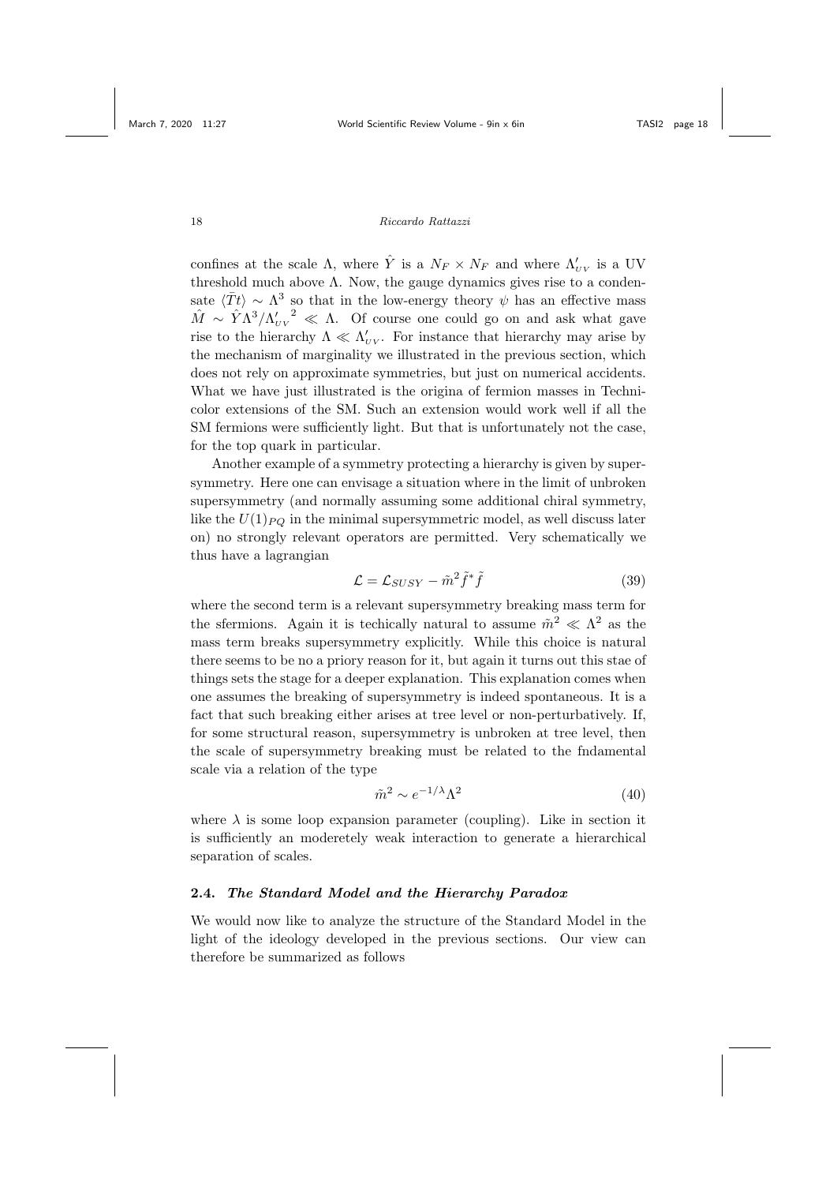confines at the scale $\Lambda$, where $\hat{Y}$ is a $N_F \times N_F$ and where $\Lambda'_{UV}$ is a UV threshold much above $\Lambda$. Now, the gauge dynamics gives rise to a condensate $\langle \bar{T}t \rangle \sim \Lambda^3$ so that in the low-energy theory $\psi$ has an effective mass $\hat{M} \sim \hat{Y}\Lambda^3/{\Lambda'_{UV}}^2 \ll \Lambda$. Of course one could go on and ask what gave rise to the hierarchy $\Lambda \ll \Lambda'_{UV}$. For instance that hierarchy may arise by the mechanism of marginality we illustrated in the previous section, which does not rely on approximate symmetries, but just on numerical accidents. What we have just illustrated is the origina of fermion masses in Technicolor extensions of the SM. Such an extension would work well if all the SM fermions were sufficiently light. But that is unfortunately not the case, for the top quark in particular.

Another example of a symmetry protecting a hierarchy is given by supersymmetry. Here one can envisage a situation where in the limit of unbroken supersymmetry (and normally assuming some additional chiral symmetry, like the $U(1)_{PQ}$ in the minimal supersymmetric model, as well discuss later on) no strongly relevant operators are permitted. Very schematically we thus have a lagrangian

$$\mathcal{L} = \mathcal{L}_{SUSY} - \tilde{m}^2 \tilde{f}^* \tilde{f} \tag{39}$$

where the second term is a relevant supersymmetry breaking mass term for the sfermions. Again it is techically natural to assume $\tilde{m}^2 \ll \Lambda^2$ as the mass term breaks supersymmetry explicitly. While this choice is natural there seems to be no a priory reason for it, but again it turns out this stae of things sets the stage for a deeper explanation. This explanation comes when one assumes the breaking of supersymmetry is indeed spontaneous. It is a fact that such breaking either arises at tree level or non-perturbatively. If, for some structural reason, supersymmetry is unbroken at tree level, then the scale of supersymmetry breaking must be related to the fndamental scale via a relation of the type

$$\tilde{m}^2 \sim e^{-1/\lambda}\Lambda^2 \tag{40}$$

where $\lambda$ is some loop expansion parameter (coupling). Like in section it is sufficiently an moderetely weak interaction to generate a hierarchical separation of scales.

### 2.4. *The Standard Model and the Hierarchy Paradox*

We would now like to analyze the structure of the Standard Model in the light of the ideology developed in the previous sections. Our view can therefore be summarized as follows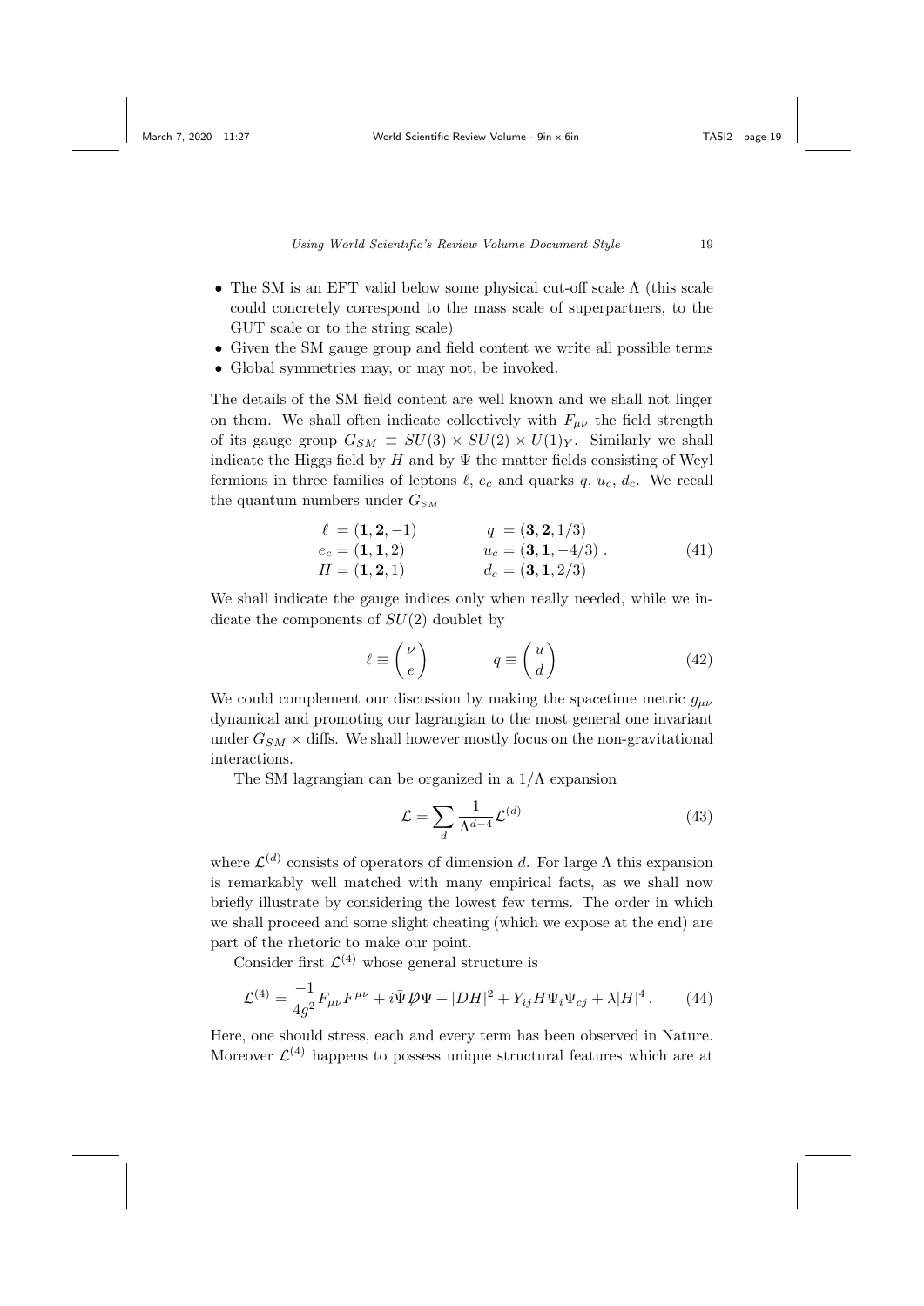- The SM is an EFT valid below some physical cut-off scale $\Lambda$ (this scale could concretely correspond to the mass scale of superpartners, to the GUT scale or to the string scale)
- Given the SM gauge group and field content we write all possible terms
- Global symmetries may, or may not, be invoked.

The details of the SM field content are well known and we shall not linger on them. We shall often indicate collectively with $F_{\mu\nu}$ the field strength of its gauge group $G_{SM} \equiv SU(3) \times SU(2) \times U(1)_Y$. Similarly we shall indicate the Higgs field by $H$ and by $\Psi$ the matter fields consisting of Weyl fermions in three families of leptons $\ell$, $e_c$ and quarks $q$, $u_c$, $d_c$. We recall the quantum numbers under $G_{SM}$

$$\begin{array}{ll} \ell\ = (\mathbf{1},\mathbf{2},-1) & \quad q\ = (\mathbf{3},\mathbf{2},1/3) \\ e_c = (\mathbf{1},\mathbf{1},2) & \quad u_c = (\bar{\mathbf{3}},\mathbf{1},-4/3)\,. \\ H = (\mathbf{1},\mathbf{2},1) & \quad d_c = (\bar{\mathbf{3}},\mathbf{1},2/3) \end{array} \tag{41}$$

We shall indicate the gauge indices only when really needed, while we indicate the components of $SU(2)$ doublet by

$$\ell \equiv \begin{pmatrix} \nu \\ e \end{pmatrix} \qquad\qquad q \equiv \begin{pmatrix} u \\ d \end{pmatrix} \tag{42}$$

We could complement our discussion by making the spacetime metric $g_{\mu\nu}$ dynamical and promoting our lagrangian to the most general one invariant under $G_{SM} \times$ diffs. We shall however mostly focus on the non-gravitational interactions.

The SM lagrangian can be organized in a $1/\Lambda$ expansion

$$\mathcal{L} = \sum_d \frac{1}{\Lambda^{d-4}} \mathcal{L}^{(d)} \tag{43}$$

where $\mathcal{L}^{(d)}$ consists of operators of dimension $d$. For large $\Lambda$ this expansion is remarkably well matched with many empirical facts, as we shall now briefly illustrate by considering the lowest few terms. The order in which we shall proceed and some slight cheating (which we expose at the end) are part of the rhetoric to make our point.

Consider first $\mathcal{L}^{(4)}$ whose general structure is

$$\mathcal{L}^{(4)} = \frac{-1}{4g^2} F_{\mu\nu}F^{\mu\nu} + i\bar{\Psi}\not{D}\Psi + |DH|^2 + Y_{ij}H\Psi_i\Psi_{cj} + \lambda|H|^4\,. \tag{44}$$

Here, one should stress, each and every term has been observed in Nature. Moreover $\mathcal{L}^{(4)}$ happens to possess unique structural features which are at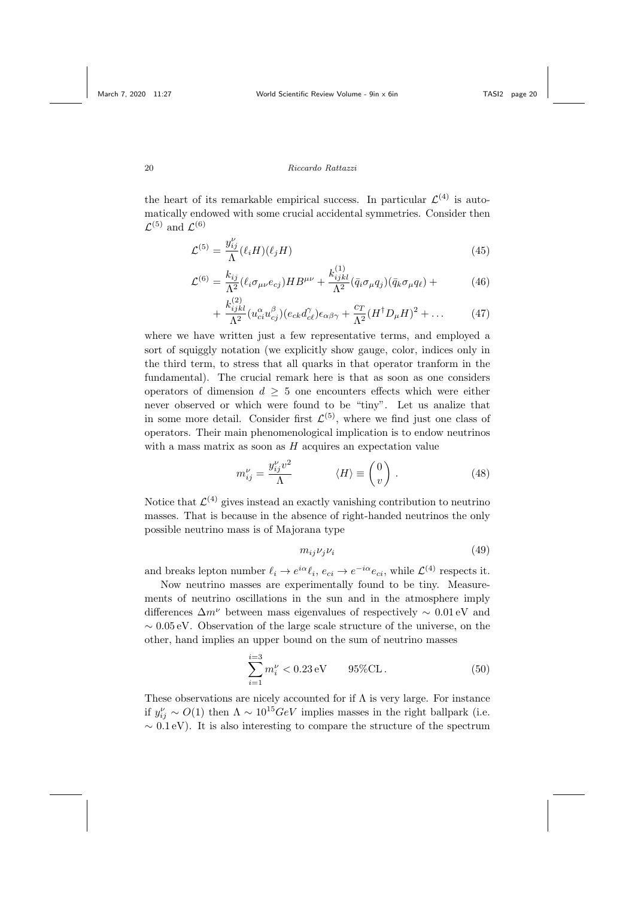the heart of its remarkable empirical success. In particular $\mathcal{L}^{(4)}$ is automatically endowed with some crucial accidental symmetries. Consider then $\mathcal{L}^{(5)}$ and $\mathcal{L}^{(6)}$

$$\mathcal{L}^{(5)} = \frac{y^{\nu}_{ij}}{\Lambda}(\ell_i H)(\ell_j H) \tag{45}$$

$$\mathcal{L}^{(6)} = \frac{k_{ij}}{\Lambda^2}(\ell_i \sigma_{\mu\nu} e_{cj}) H B^{\mu\nu} + \frac{k^{(1)}_{ijkl}}{\Lambda^2}(\bar{q}_i \sigma_\mu q_j)(\bar{q}_k \sigma_\mu q_\ell) + \tag{46}$$

$$+ \frac{k^{(2)}_{ijkl}}{\Lambda^2}(u^{\alpha}_{ci} u^{\beta}_{cj})(e_{ck} d^{\gamma}_{c\ell})\epsilon_{\alpha\beta\gamma} + \frac{c_T}{\Lambda^2}(H^\dagger D_\mu H)^2 + \ldots \tag{47}$$

where we have written just a few representative terms, and employed a sort of squiggly notation (we explicitly show gauge, color, indices only in the third term, to stress that all quarks in that operator tranform in the fundamental). The crucial remark here is that as soon as one considers operators of dimension $d \geq 5$ one encounters effects which were either never observed or which were found to be "tiny". Let us analize that in some more detail. Consider first $\mathcal{L}^{(5)}$, where we find just one class of operators. Their main phenomenological implication is to endow neutrinos with a mass matrix as soon as $H$ acquires an expectation value

$$m^{\nu}_{ij} = \frac{y^{\nu}_{ij} v^2}{\Lambda} \qquad \langle H \rangle \equiv \begin{pmatrix} 0 \\ v \end{pmatrix} . \tag{48}$$

Notice that $\mathcal{L}^{(4)}$ gives instead an exactly vanishing contribution to neutrino masses. That is because in the absence of right-handed neutrinos the only possible neutrino mass is of Majorana type

$$m_{ij}\nu_j\nu_i \tag{49}$$

and breaks lepton number $\ell_i \to e^{i\alpha}\ell_i$, $e_{ci} \to e^{-i\alpha}e_{ci}$, while $\mathcal{L}^{(4)}$ respects it.

Now neutrino masses are experimentally found to be tiny. Measurements of neutrino oscillations in the sun and in the atmosphere imply differences $\Delta m^{\nu}$ between mass eigenvalues of respectively $\sim 0.01\,\mathrm{eV}$ and $\sim 0.05\,\mathrm{eV}$. Observation of the large scale structure of the universe, on the other, hand implies an upper bound on the sum of neutrino masses

$$\sum_{i=1}^{i=3} m^{\nu}_i < 0.23\,\mathrm{eV} \qquad 95\%\mathrm{CL}\,. \tag{50}$$

These observations are nicely accounted for if $\Lambda$ is very large. For instance if $y^{\nu}_{ij} \sim O(1)$ then $\Lambda \sim 10^{15} GeV$ implies masses in the right ballpark (i.e. $\sim 0.1\,\mathrm{eV}$). It is also interesting to compare the structure of the spectrum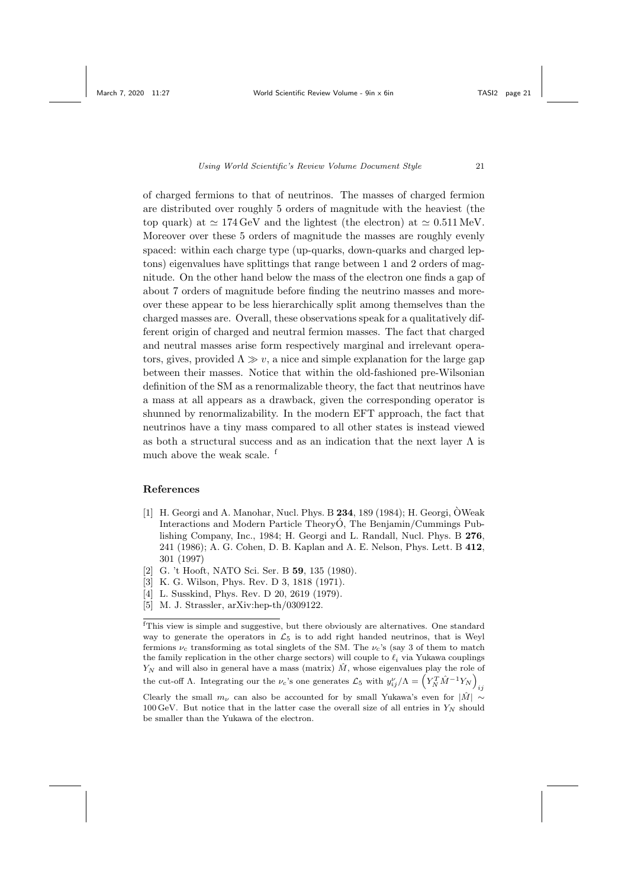of charged fermions to that of neutrinos. The masses of charged fermion are distributed over roughly 5 orders of magnitude with the heaviest (the top quark) at $\simeq 174\,\text{GeV}$ and the lightest (the electron) at $\simeq 0.511\,\text{MeV}$. Moreover over these 5 orders of magnitude the masses are roughly evenly spaced: within each charge type (up-quarks, down-quarks and charged leptons) eigenvalues have splittings that range between 1 and 2 orders of magnitude. On the other hand below the mass of the electron one finds a gap of about 7 orders of magnitude before finding the neutrino masses and moreover these appear to be less hierarchically split among themselves than the charged masses are. Overall, these observations speak for a qualitatively different origin of charged and neutral fermion masses. The fact that charged and neutral masses arise form respectively marginal and irrelevant operators, gives, provided $\Lambda \gg v$, a nice and simple explanation for the large gap between their masses. Notice that within the old-fashioned pre-Wilsonian definition of the SM as a renormalizable theory, the fact that neutrinos have a mass at all appears as a drawback, given the corresponding operator is shunned by renormalizability. In the modern EFT approach, the fact that neutrinos have a tiny mass compared to all other states is instead viewed as both a structural success and as an indication that the next layer $\Lambda$ is much above the weak scale. [f]

## References

[1] H. Georgi and A. Manohar, Nucl. Phys. B **234**, 189 (1984); H. Georgi, ÒWeak Interactions and Modern Particle TheoryÓ, The Benjamin/Cummings Publishing Company, Inc., 1984; H. Georgi and L. Randall, Nucl. Phys. B **276**, 241 (1986); A. G. Cohen, D. B. Kaplan and A. E. Nelson, Phys. Lett. B **412**, 301 (1997)

[2] G. 't Hooft, NATO Sci. Ser. B **59**, 135 (1980).

[3] K. G. Wilson, Phys. Rev. D 3, 1818 (1971).

[4] L. Susskind, Phys. Rev. D 20, 2619 (1979).

[5] M. J. Strassler, arXiv:hep-th/0309122.

---

[f] This view is simple and suggestive, but there obviously are alternatives. One standard way to generate the operators in $\mathcal{L}_5$ is to add right handed neutrinos, that is Weyl fermions $\nu_c$ transforming as total singlets of the SM. The $\nu_c$'s (say 3 of them to match the family replication in the other charge sectors) will couple to $\ell_i$ via Yukawa couplings $Y_N$ and will also in general have a mass (matrix) $\hat{M}$, whose eigenvalues play the role of the cut-off $\Lambda$. Integrating our the $\nu_c$'s one generates $\mathcal{L}_5$ with $y^\nu_{ij}/\Lambda = \left(Y_N^T \hat{M}^{-1} Y_N\right)_{ij}$

Clearly the small $m_\nu$ can also be accounted for by small Yukawa's even for $|\hat{M}| \sim 100\,\text{GeV}$. But notice that in the latter case the overall size of all entries in $Y_N$ should be smaller than the Yukawa of the electron.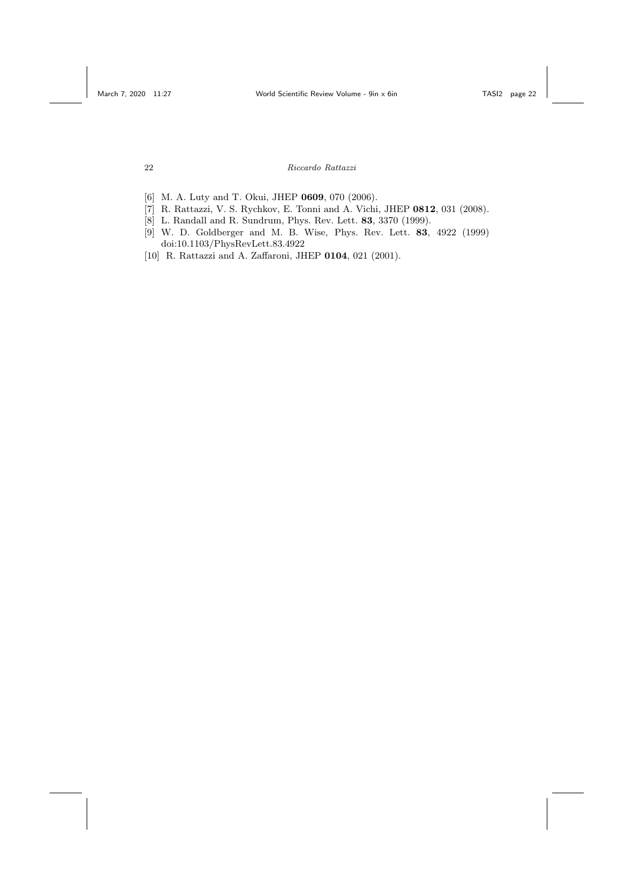[6] M. A. Luty and T. Okui, JHEP **0609**, 070 (2006).

[7] R. Rattazzi, V. S. Rychkov, E. Tonni and A. Vichi, JHEP **0812**, 031 (2008).

[8] L. Randall and R. Sundrum, Phys. Rev. Lett. **83**, 3370 (1999).

[9] W. D. Goldberger and M. B. Wise, Phys. Rev. Lett. **83**, 4922 (1999) doi:10.1103/PhysRevLett.83.4922

[10] R. Rattazzi and A. Zaffaroni, JHEP **0104**, 021 (2001).